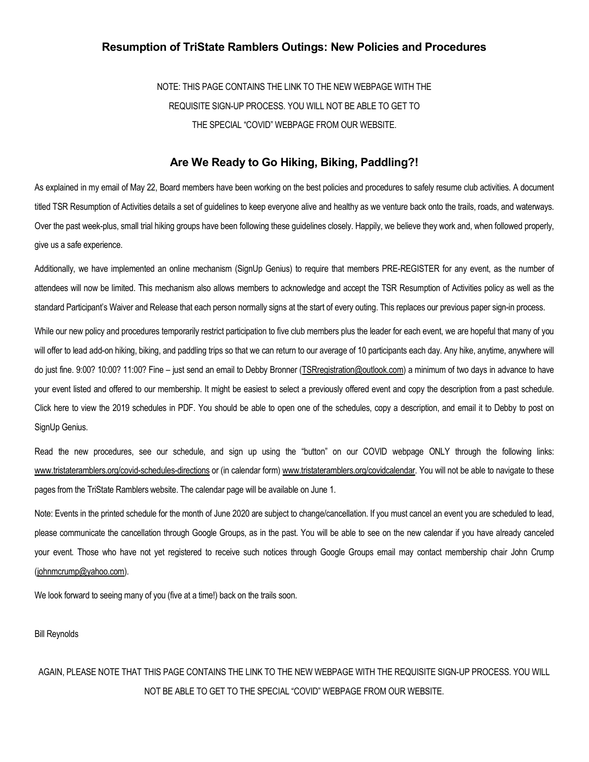## Resumption of TriState Ramblers Outings: New Policies and Procedures

NOTE: THIS PAGE CONTAINS THE LINK TO THE NEW WEBPAGE WITH THE REQUISITE SIGN-UP PROCESS. YOU WILL NOT BE ABLE TO GET TO THE SPECIAL "COVID" WEBPAGE FROM OUR WEBSITE.

## Are We Ready to Go Hiking, Biking, Paddling?!

As explained in my email of May 22, Board members have been working on the best policies and procedures to safely resume club activities. A document titled TSR Resumption of Activities details a set of guidelines to keep everyone alive and healthy as we venture back onto the trails, roads, and waterways. Over the past week-plus, small trial hiking groups have been following these guidelines closely. Happily, we believe they work and, when followed properly, give us a safe experience.

Additionally, we have implemented an online mechanism (SignUp Genius) to require that members PRE-REGISTER for any event, as the number of attendees will now be limited. This mechanism also allows members to acknowledge and accept the TSR Resumption of Activities policy as well as the standard Participant's Waiver and Release that each person normally signs at the start of every outing. This replaces our previous paper sign-in process.

While our new policy and procedures temporarily restrict participation to five club members plus the leader for each event, we are hopeful that many of you will offer to lead add-on hiking, biking, and paddling trips so that we can return to our average of 10 participants each day. Any hike, anytime, anywhere will do just fine. 9:00? 10:00? 11:00? Fine – just send an email to Debby Bronner (TSRregistration@outlook.com) a minimum of two days in advance to have your event listed and offered to our membership. It might be easiest to select a previously offered event and copy the description from a past schedule. Click here to view the 2019 schedules in PDF. You should be able to open one of the schedules, copy a description, and email it to Debby to post on SignUp Genius.

Read the new procedures, see our schedule, and sign up using the "button" on our COVID webpage ONLY through the following links: www.tristateramblers.org/covid-schedules-directions or (in calendar form) www.tristateramblers.org/covidcalendar. You will not be able to navigate to these pages from the TriState Ramblers website. The calendar page will be available on June 1.

Note: Events in the printed schedule for the month of June 2020 are subject to change/cancellation. If you must cancel an event you are scheduled to lead, please communicate the cancellation through Google Groups, as in the past. You will be able to see on the new calendar if you have already canceled your event. Those who have not yet registered to receive such notices through Google Groups email may contact membership chair John Crump (johnmcrump@yahoo.com).

We look forward to seeing many of you (five at a time!) back on the trails soon.

Bill Reynolds

AGAIN, PLEASE NOTE THAT THIS PAGE CONTAINS THE LINK TO THE NEW WEBPAGE WITH THE REQUISITE SIGN-UP PROCESS. YOU WILL NOT BE ABLE TO GET TO THE SPECIAL "COVID" WEBPAGE FROM OUR WEBSITE.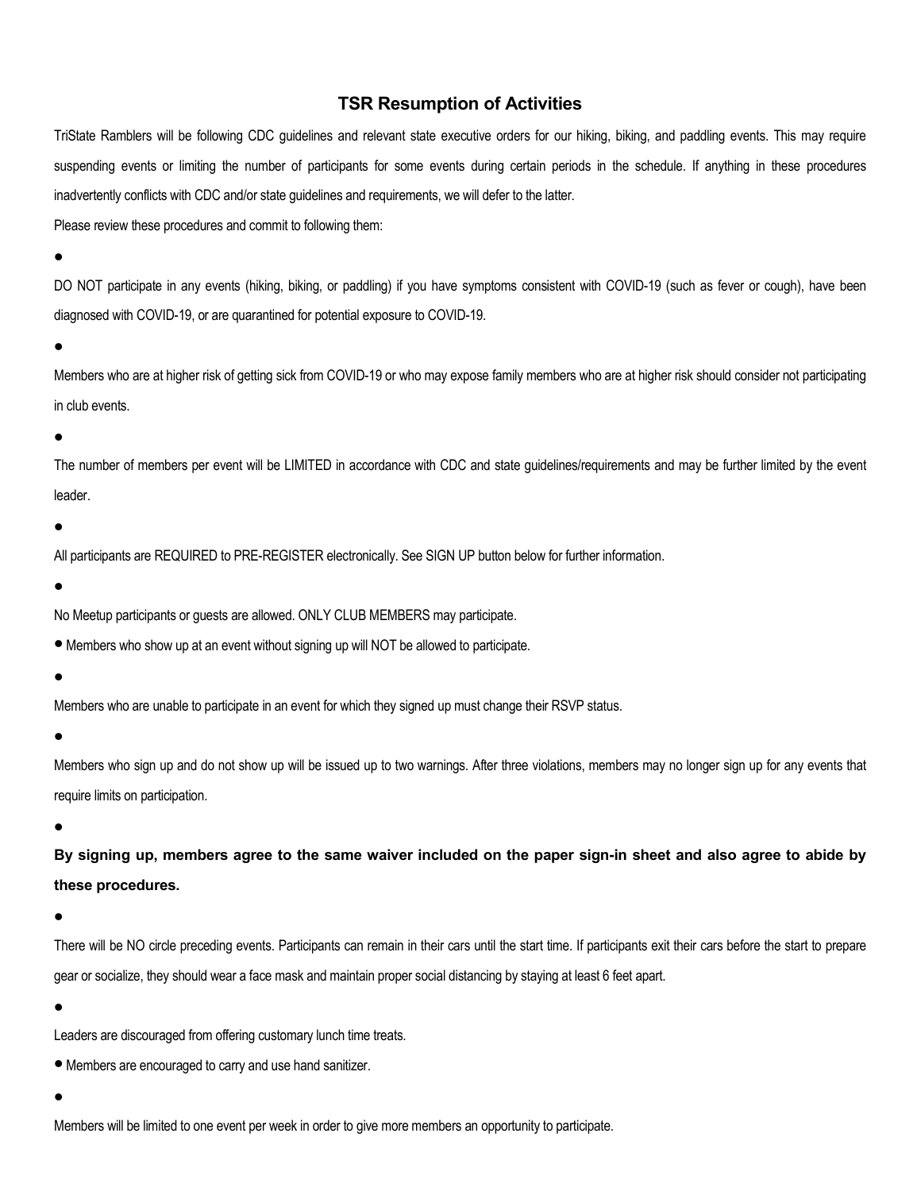## TSR Resumption of Activities

TriState Ramblers will be following CDC guidelines and relevant state executive orders for our hiking, biking, and paddling events. This may require suspending events or limiting the number of participants for some events during certain periods in the schedule. If anything in these procedures inadvertently conflicts with CDC and/or state guidelines and requirements, we will defer to the latter.

Please review these procedures and commit to following them:

- DO NOT participate in any events (hiking, biking, or paddling) if you have symptoms consistent with COVID-19 (such as fever or cough), have been diagnosed with COVID-19, or are quarantined for potential exposure to COVID-19.
- Members who are at higher risk of getting sick from COVID-19 or who may expose family members who are at higher risk should consider not participating in club events.
- The number of members per event will be LIMITED in accordance with CDC and state guidelines/requirements and may be further limited by the event leader.
- All participants are REQUIRED to PRE-REGISTER electronically. See SIGN UP button below for further information.
- No Meetup participants or guests are allowed. ONLY CLUB MEMBERS may participate.
- Members who show up at an event without signing up will NOT be allowed to participate.
- Members who are unable to participate in an event for which they signed up must change their RSVP status.
- Members who sign up and do not show up will be issued up to two warnings. After three violations, members may no longer sign up for any events that require limits on participation.
- **By signing up, members agree to the same waiver included on the paper sign-in sheet and also agree to abide by these procedures.**
- There will be NO circle preceding events. Participants can remain in their cars until the start time. If participants exit their cars before the start to prepare gear or socialize, they should wear a face mask and maintain proper social distancing by staying at least 6 feet apart.
- Leaders are discouraged from offering customary lunch time treats.
- Members are encouraged to carry and use hand sanitizer.
- Members will be limited to one event per week in order to give more members an opportunity to participate.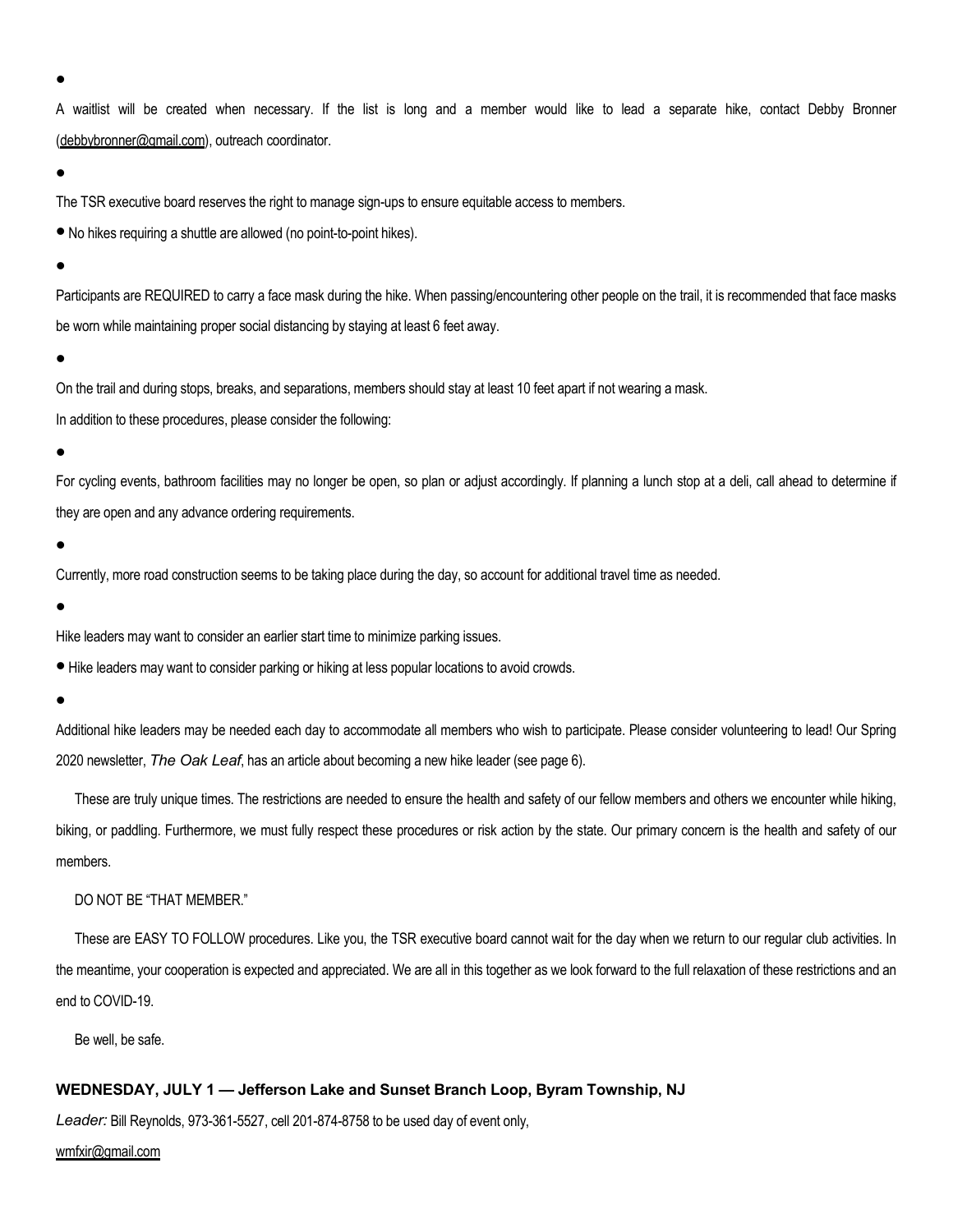- A waitlist will be created when necessary. If the list is long and a member would like to lead a separate hike, contact Debby Bronner (debbybronner@gmail.com), outreach coordinator.
- The TSR executive board reserves the right to manage sign-ups to ensure equitable access to members.
- No hikes requiring a shuttle are allowed (no point-to-point hikes).
- Participants are REQUIRED to carry a face mask during the hike. When passing/encountering other people on the trail, it is recommended that face masks be worn while maintaining proper social distancing by staying at least 6 feet away.
- On the trail and during stops, breaks, and separations, members should stay at least 10 feet apart if not wearing a mask.

In addition to these procedures, please consider the following:

- For cycling events, bathroom facilities may no longer be open, so plan or adjust accordingly. If planning a lunch stop at a deli, call ahead to determine if they are open and any advance ordering requirements.
- Currently, more road construction seems to be taking place during the day, so account for additional travel time as needed.
- Hike leaders may want to consider an earlier start time to minimize parking issues.
- Hike leaders may want to consider parking or hiking at less popular locations to avoid crowds.
- Additional hike leaders may be needed each day to accommodate all members who wish to participate. Please consider volunteering to lead! Our Spring 2020 newsletter, *The Oak Leaf*, has an article about becoming a new hike leader (see page 6).

These are truly unique times. The restrictions are needed to ensure the health and safety of our fellow members and others we encounter while hiking, biking, or paddling. Furthermore, we must fully respect these procedures or risk action by the state. Our primary concern is the health and safety of our members.

DO NOT BE "THAT MEMBER."

These are EASY TO FOLLOW procedures. Like you, the TSR executive board cannot wait for the day when we return to our regular club activities. In the meantime, your cooperation is expected and appreciated. We are all in this together as we look forward to the full relaxation of these restrictions and an end to COVID-19.

Be well, be safe.

**WEDNESDAY, JULY 1 — Jefferson Lake and Sunset Branch Loop, Byram Township, NJ**

*Leader:* Bill Reynolds, 973-361-5527, cell 201-874-8758 to be used day of event only, wmfxir@gmail.com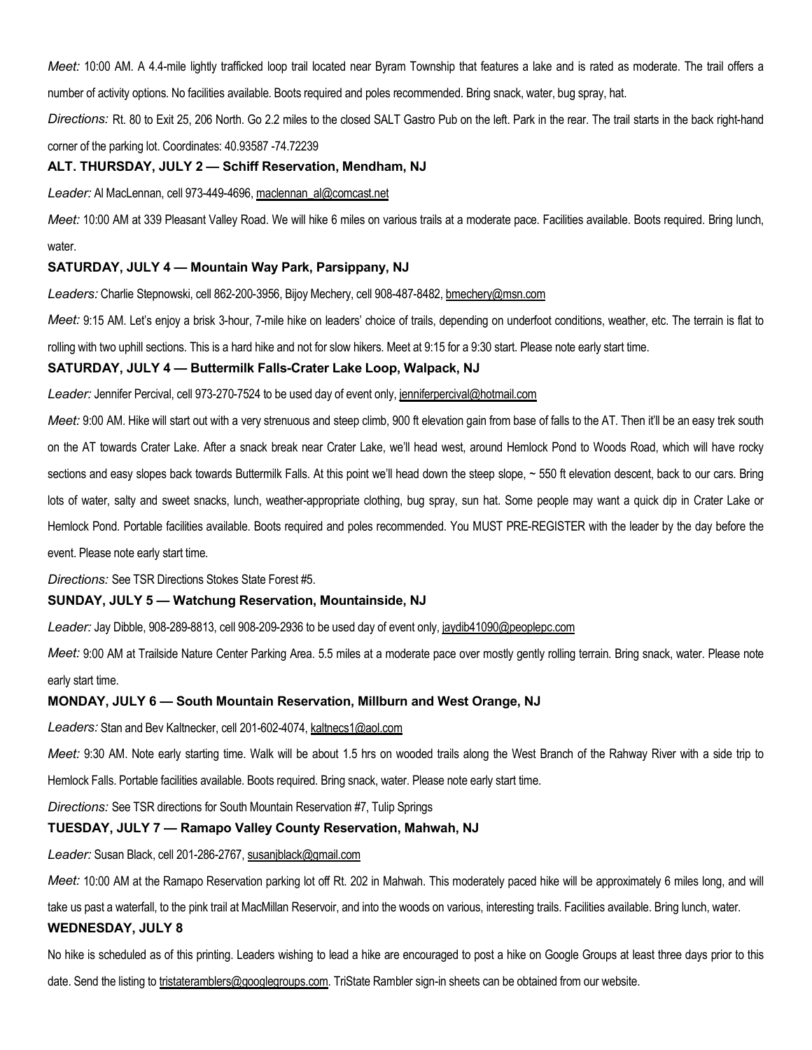*Meet:* 10:00 AM. A 4.4-mile lightly trafficked loop trail located near Byram Township that features a lake and is rated as moderate. The trail offers a number of activity options. No facilities available. Boots required and poles recommended. Bring snack, water, bug spray, hat.

*Directions:* Rt. 80 to Exit 25, 206 North. Go 2.2 miles to the closed SALT Gastro Pub on the left. Park in the rear. The trail starts in the back right-hand corner of the parking lot. Coordinates: 40.93587 -74.72239

**ALT. THURSDAY, JULY 2 — Schiff Reservation, Mendham, NJ**

*Leader:* Al MacLennan, cell 973-449-4696, maclennan_al@comcast.net

*Meet:* 10:00 AM at 339 Pleasant Valley Road. We will hike 6 miles on various trails at a moderate pace. Facilities available. Boots required. Bring lunch, water.

**SATURDAY, JULY 4 — Mountain Way Park, Parsippany, NJ**

*Leaders:* Charlie Stepnowski, cell 862-200-3956, Bijoy Mechery, cell 908-487-8482, bmechery@msn.com

*Meet:* 9:15 AM. Let's enjoy a brisk 3-hour, 7-mile hike on leaders' choice of trails, depending on underfoot conditions, weather, etc. The terrain is flat to rolling with two uphill sections. This is a hard hike and not for slow hikers. Meet at 9:15 for a 9:30 start. Please note early start time.

**SATURDAY, JULY 4 — Buttermilk Falls-Crater Lake Loop, Walpack, NJ**

*Leader:* Jennifer Percival, cell 973-270-7524 to be used day of event only, jenniferpercival@hotmail.com

*Meet:* 9:00 AM. Hike will start out with a very strenuous and steep climb, 900 ft elevation gain from base of falls to the AT. Then it'll be an easy trek south on the AT towards Crater Lake. After a snack break near Crater Lake, we'll head west, around Hemlock Pond to Woods Road, which will have rocky sections and easy slopes back towards Buttermilk Falls. At this point we'll head down the steep slope, ~ 550 ft elevation descent, back to our cars. Bring lots of water, salty and sweet snacks, lunch, weather-appropriate clothing, bug spray, sun hat. Some people may want a quick dip in Crater Lake or Hemlock Pond. Portable facilities available. Boots required and poles recommended. You MUST PRE-REGISTER with the leader by the day before the event. Please note early start time.

*Directions:* See TSR Directions Stokes State Forest #5.

**SUNDAY, JULY 5 — Watchung Reservation, Mountainside, NJ**

*Leader:* Jay Dibble, 908-289-8813, cell 908-209-2936 to be used day of event only, jaydib41090@peoplepc.com

*Meet:* 9:00 AM at Trailside Nature Center Parking Area. 5.5 miles at a moderate pace over mostly gently rolling terrain. Bring snack, water. Please note early start time.

**MONDAY, JULY 6 — South Mountain Reservation, Millburn and West Orange, NJ**

*Leaders:* Stan and Bev Kaltnecker, cell 201-602-4074, kaltnecs1@aol.com

*Meet:* 9:30 AM. Note early starting time. Walk will be about 1.5 hrs on wooded trails along the West Branch of the Rahway River with a side trip to Hemlock Falls. Portable facilities available. Boots required. Bring snack, water. Please note early start time.

*Directions:* See TSR directions for South Mountain Reservation #7, Tulip Springs

**TUESDAY, JULY 7 — Ramapo Valley County Reservation, Mahwah, NJ**

*Leader:* Susan Black, cell 201-286-2767, susanjblack@gmail.com

*Meet:* 10:00 AM at the Ramapo Reservation parking lot off Rt. 202 in Mahwah. This moderately paced hike will be approximately 6 miles long, and will take us past a waterfall, to the pink trail at MacMillan Reservoir, and into the woods on various, interesting trails. Facilities available. Bring lunch, water.

**WEDNESDAY, JULY 8**

No hike is scheduled as of this printing. Leaders wishing to lead a hike are encouraged to post a hike on Google Groups at least three days prior to this date. Send the listing to tristateramblers@googlegroups.com. TriState Rambler sign-in sheets can be obtained from our website.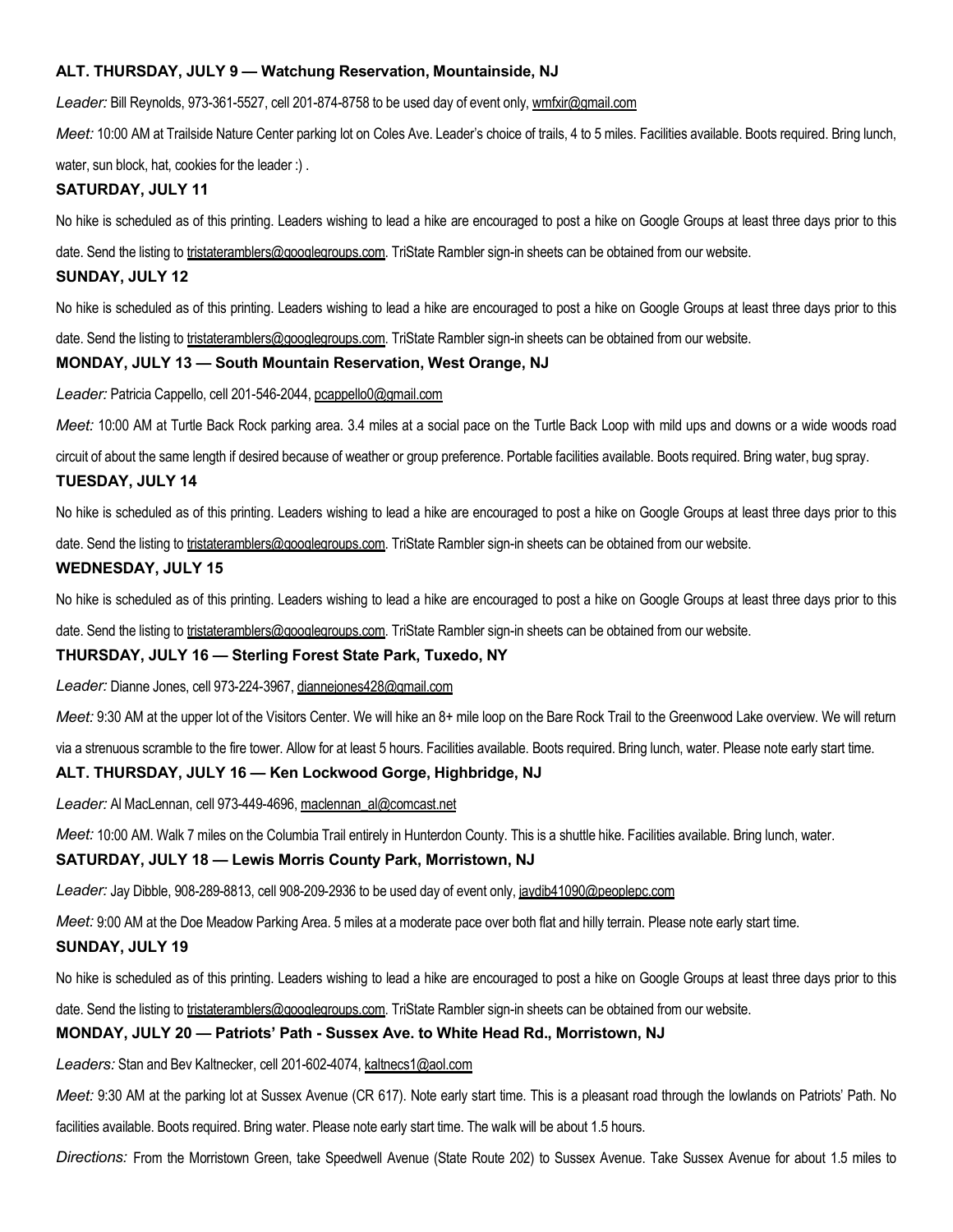### ALT. THURSDAY, JULY 9 — Watchung Reservation, Mountainside, NJ

*Leader:* Bill Reynolds, 973-361-5527, cell 201-874-8758 to be used day of event only, wmfxir@gmail.com

*Meet:* 10:00 AM at Trailside Nature Center parking lot on Coles Ave. Leader's choice of trails, 4 to 5 miles. Facilities available. Boots required. Bring lunch, water, sun block, hat, cookies for the leader :) .

### SATURDAY, JULY 11

No hike is scheduled as of this printing. Leaders wishing to lead a hike are encouraged to post a hike on Google Groups at least three days prior to this date. Send the listing to tristateramblers@googlegroups.com. TriState Rambler sign-in sheets can be obtained from our website.

### SUNDAY, JULY 12

No hike is scheduled as of this printing. Leaders wishing to lead a hike are encouraged to post a hike on Google Groups at least three days prior to this date. Send the listing to tristateramblers@googlegroups.com. TriState Rambler sign-in sheets can be obtained from our website.

### MONDAY, JULY 13 — South Mountain Reservation, West Orange, NJ

*Leader:* Patricia Cappello, cell 201-546-2044, pcappello0@gmail.com

*Meet:* 10:00 AM at Turtle Back Rock parking area. 3.4 miles at a social pace on the Turtle Back Loop with mild ups and downs or a wide woods road circuit of about the same length if desired because of weather or group preference. Portable facilities available. Boots required. Bring water, bug spray.

### TUESDAY, JULY 14

No hike is scheduled as of this printing. Leaders wishing to lead a hike are encouraged to post a hike on Google Groups at least three days prior to this date. Send the listing to tristateramblers@googlegroups.com. TriState Rambler sign-in sheets can be obtained from our website.

### WEDNESDAY, JULY 15

No hike is scheduled as of this printing. Leaders wishing to lead a hike are encouraged to post a hike on Google Groups at least three days prior to this date. Send the listing to tristateramblers@googlegroups.com. TriState Rambler sign-in sheets can be obtained from our website.

### THURSDAY, JULY 16 — Sterling Forest State Park, Tuxedo, NY

*Leader:* Dianne Jones, cell 973-224-3967, diannejones428@gmail.com

*Meet:* 9:30 AM at the upper lot of the Visitors Center. We will hike an 8+ mile loop on the Bare Rock Trail to the Greenwood Lake overview. We will return via a strenuous scramble to the fire tower. Allow for at least 5 hours. Facilities available. Boots required. Bring lunch, water. Please note early start time.

### ALT. THURSDAY, JULY 16 — Ken Lockwood Gorge, Highbridge, NJ

*Leader:* Al MacLennan, cell 973-449-4696, maclennan_al@comcast.net

*Meet:* 10:00 AM. Walk 7 miles on the Columbia Trail entirely in Hunterdon County. This is a shuttle hike. Facilities available. Bring lunch, water.

### SATURDAY, JULY 18 — Lewis Morris County Park, Morristown, NJ

*Leader:* Jay Dibble, 908-289-8813, cell 908-209-2936 to be used day of event only, jaydib41090@peoplepc.com

*Meet:* 9:00 AM at the Doe Meadow Parking Area. 5 miles at a moderate pace over both flat and hilly terrain. Please note early start time.

### SUNDAY, JULY 19

No hike is scheduled as of this printing. Leaders wishing to lead a hike are encouraged to post a hike on Google Groups at least three days prior to this date. Send the listing to tristateramblers@googlegroups.com. TriState Rambler sign-in sheets can be obtained from our website.

### MONDAY, JULY 20 — Patriots' Path - Sussex Ave. to White Head Rd., Morristown, NJ

*Leaders:* Stan and Bev Kaltnecker, cell 201-602-4074, kaltnecs1@aol.com

*Meet:* 9:30 AM at the parking lot at Sussex Avenue (CR 617). Note early start time. This is a pleasant road through the lowlands on Patriots' Path. No facilities available. Boots required. Bring water. Please note early start time. The walk will be about 1.5 hours.

*Directions:* From the Morristown Green, take Speedwell Avenue (State Route 202) to Sussex Avenue. Take Sussex Avenue for about 1.5 miles to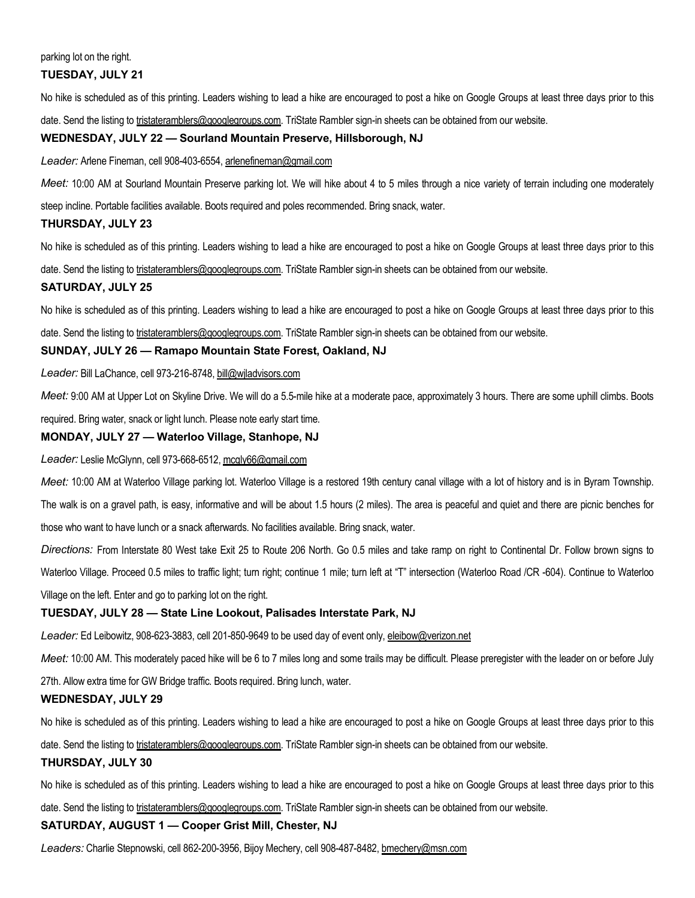parking lot on the right.

**TUESDAY, JULY 21**

No hike is scheduled as of this printing. Leaders wishing to lead a hike are encouraged to post a hike on Google Groups at least three days prior to this date. Send the listing to tristateramblers@googlegroups.com. TriState Rambler sign-in sheets can be obtained from our website.

**WEDNESDAY, JULY 22 — Sourland Mountain Preserve, Hillsborough, NJ**

*Leader:* Arlene Fineman, cell 908-403-6554, arlenefineman@gmail.com

*Meet:* 10:00 AM at Sourland Mountain Preserve parking lot. We will hike about 4 to 5 miles through a nice variety of terrain including one moderately steep incline. Portable facilities available. Boots required and poles recommended. Bring snack, water.

**THURSDAY, JULY 23**

No hike is scheduled as of this printing. Leaders wishing to lead a hike are encouraged to post a hike on Google Groups at least three days prior to this date. Send the listing to tristateramblers@googlegroups.com. TriState Rambler sign-in sheets can be obtained from our website.

**SATURDAY, JULY 25**

No hike is scheduled as of this printing. Leaders wishing to lead a hike are encouraged to post a hike on Google Groups at least three days prior to this date. Send the listing to tristateramblers@googlegroups.com. TriState Rambler sign-in sheets can be obtained from our website.

**SUNDAY, JULY 26 — Ramapo Mountain State Forest, Oakland, NJ**

*Leader:* Bill LaChance, cell 973-216-8748, bill@wjladvisors.com

*Meet:* 9:00 AM at Upper Lot on Skyline Drive. We will do a 5.5-mile hike at a moderate pace, approximately 3 hours. There are some uphill climbs. Boots required. Bring water, snack or light lunch. Please note early start time.

**MONDAY, JULY 27 — Waterloo Village, Stanhope, NJ**

*Leader:* Leslie McGlynn, cell 973-668-6512, mcgly66@gmail.com

*Meet:* 10:00 AM at Waterloo Village parking lot. Waterloo Village is a restored 19th century canal village with a lot of history and is in Byram Township. The walk is on a gravel path, is easy, informative and will be about 1.5 hours (2 miles). The area is peaceful and quiet and there are picnic benches for those who want to have lunch or a snack afterwards. No facilities available. Bring snack, water.

*Directions:* From Interstate 80 West take Exit 25 to Route 206 North. Go 0.5 miles and take ramp on right to Continental Dr. Follow brown signs to Waterloo Village. Proceed 0.5 miles to traffic light; turn right; continue 1 mile; turn left at "T" intersection (Waterloo Road /CR -604). Continue to Waterloo Village on the left. Enter and go to parking lot on the right.

**TUESDAY, JULY 28 — State Line Lookout, Palisades Interstate Park, NJ**

*Leader:* Ed Leibowitz, 908-623-3883, cell 201-850-9649 to be used day of event only, eleibow@verizon.net

*Meet:* 10:00 AM. This moderately paced hike will be 6 to 7 miles long and some trails may be difficult. Please preregister with the leader on or before July 27th. Allow extra time for GW Bridge traffic. Boots required. Bring lunch, water.

**WEDNESDAY, JULY 29**

No hike is scheduled as of this printing. Leaders wishing to lead a hike are encouraged to post a hike on Google Groups at least three days prior to this date. Send the listing to tristateramblers@googlegroups.com. TriState Rambler sign-in sheets can be obtained from our website.

**THURSDAY, JULY 30**

No hike is scheduled as of this printing. Leaders wishing to lead a hike are encouraged to post a hike on Google Groups at least three days prior to this date. Send the listing to tristateramblers@googlegroups.com. TriState Rambler sign-in sheets can be obtained from our website.

**SATURDAY, AUGUST 1 — Cooper Grist Mill, Chester, NJ**

*Leaders:* Charlie Stepnowski, cell 862-200-3956, Bijoy Mechery, cell 908-487-8482, bmechery@msn.com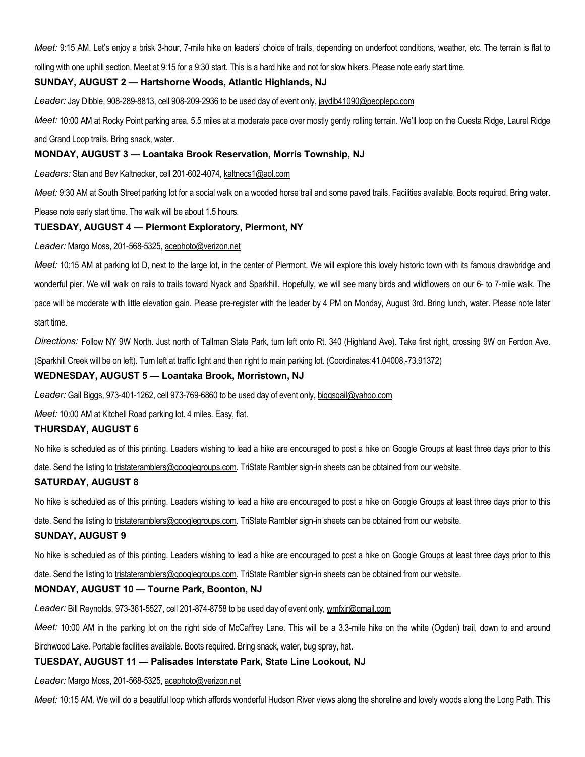*Meet:* 9:15 AM. Let's enjoy a brisk 3-hour, 7-mile hike on leaders' choice of trails, depending on underfoot conditions, weather, etc. The terrain is flat to rolling with one uphill section. Meet at 9:15 for a 9:30 start. This is a hard hike and not for slow hikers. Please note early start time.

**SUNDAY, AUGUST 2 — Hartshorne Woods, Atlantic Highlands, NJ**

*Leader:* Jay Dibble, 908-289-8813, cell 908-209-2936 to be used day of event only, jaydib41090@peoplepc.com

*Meet:* 10:00 AM at Rocky Point parking area. 5.5 miles at a moderate pace over mostly gently rolling terrain. We'll loop on the Cuesta Ridge, Laurel Ridge and Grand Loop trails. Bring snack, water.

**MONDAY, AUGUST 3 — Loantaka Brook Reservation, Morris Township, NJ**

*Leaders:* Stan and Bev Kaltnecker, cell 201-602-4074, kaltnecs1@aol.com

*Meet:* 9:30 AM at South Street parking lot for a social walk on a wooded horse trail and some paved trails. Facilities available. Boots required. Bring water. Please note early start time. The walk will be about 1.5 hours.

**TUESDAY, AUGUST 4 — Piermont Exploratory, Piermont, NY**

*Leader:* Margo Moss, 201-568-5325, acephoto@verizon.net

*Meet:* 10:15 AM at parking lot D, next to the large lot, in the center of Piermont. We will explore this lovely historic town with its famous drawbridge and wonderful pier. We will walk on rails to trails toward Nyack and Sparkhill. Hopefully, we will see many birds and wildflowers on our 6- to 7-mile walk. The pace will be moderate with little elevation gain. Please pre-register with the leader by 4 PM on Monday, August 3rd. Bring lunch, water. Please note later start time.

*Directions:* Follow NY 9W North. Just north of Tallman State Park, turn left onto Rt. 340 (Highland Ave). Take first right, crossing 9W on Ferdon Ave. (Sparkhill Creek will be on left). Turn left at traffic light and then right to main parking lot. (Coordinates:41.04008,-73.91372)

**WEDNESDAY, AUGUST 5 — Loantaka Brook, Morristown, NJ**

*Leader:* Gail Biggs, 973-401-1262, cell 973-769-6860 to be used day of event only, biggsgail@yahoo.com

*Meet:* 10:00 AM at Kitchell Road parking lot. 4 miles. Easy, flat.

**THURSDAY, AUGUST 6**

No hike is scheduled as of this printing. Leaders wishing to lead a hike are encouraged to post a hike on Google Groups at least three days prior to this date. Send the listing to tristateramblers@googlegroups.com. TriState Rambler sign-in sheets can be obtained from our website.

**SATURDAY, AUGUST 8**

No hike is scheduled as of this printing. Leaders wishing to lead a hike are encouraged to post a hike on Google Groups at least three days prior to this date. Send the listing to tristateramblers@googlegroups.com. TriState Rambler sign-in sheets can be obtained from our website.

**SUNDAY, AUGUST 9**

No hike is scheduled as of this printing. Leaders wishing to lead a hike are encouraged to post a hike on Google Groups at least three days prior to this date. Send the listing to tristateramblers@googlegroups.com. TriState Rambler sign-in sheets can be obtained from our website.

**MONDAY, AUGUST 10 — Tourne Park, Boonton, NJ**

*Leader:* Bill Reynolds, 973-361-5527, cell 201-874-8758 to be used day of event only, wmfxir@gmail.com

*Meet:* 10:00 AM in the parking lot on the right side of McCaffrey Lane. This will be a 3.3-mile hike on the white (Ogden) trail, down to and around Birchwood Lake. Portable facilities available. Boots required. Bring snack, water, bug spray, hat.

**TUESDAY, AUGUST 11 — Palisades Interstate Park, State Line Lookout, NJ**

*Leader:* Margo Moss, 201-568-5325, acephoto@verizon.net

*Meet:* 10:15 AM. We will do a beautiful loop which affords wonderful Hudson River views along the shoreline and lovely woods along the Long Path. This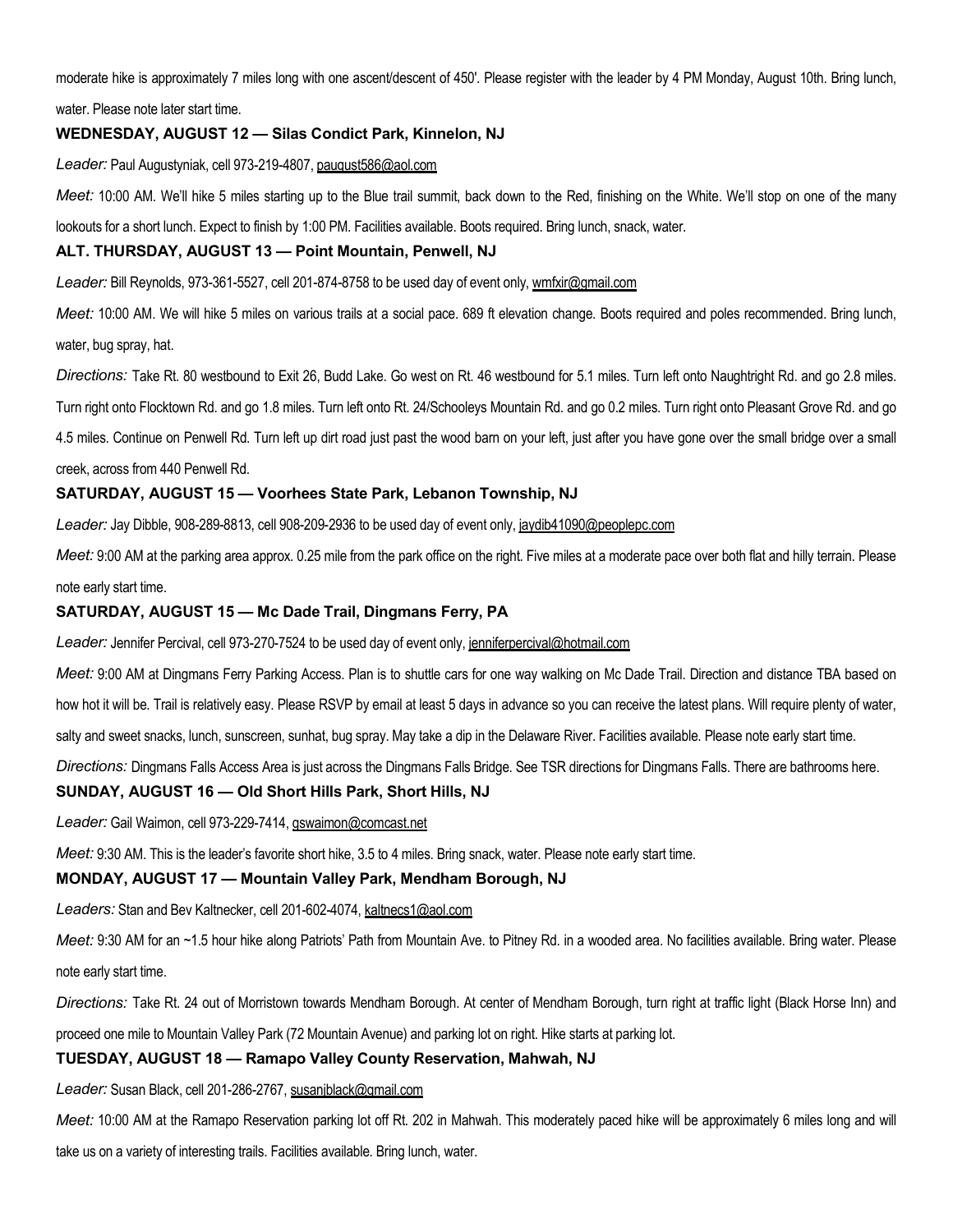moderate hike is approximately 7 miles long with one ascent/descent of 450'. Please register with the leader by 4 PM Monday, August 10th. Bring lunch, water. Please note later start time.

### WEDNESDAY, AUGUST 12 — Silas Condict Park, Kinnelon, NJ

*Leader:* Paul Augustyniak, cell 973-219-4807, paugust586@aol.com

*Meet:* 10:00 AM. We'll hike 5 miles starting up to the Blue trail summit, back down to the Red, finishing on the White. We'll stop on one of the many lookouts for a short lunch. Expect to finish by 1:00 PM. Facilities available. Boots required. Bring lunch, snack, water.

### ALT. THURSDAY, AUGUST 13 — Point Mountain, Penwell, NJ

*Leader:* Bill Reynolds, 973-361-5527, cell 201-874-8758 to be used day of event only, wmfxir@gmail.com

*Meet:* 10:00 AM. We will hike 5 miles on various trails at a social pace. 689 ft elevation change. Boots required and poles recommended. Bring lunch, water, bug spray, hat.

*Directions:* Take Rt. 80 westbound to Exit 26, Budd Lake. Go west on Rt. 46 westbound for 5.1 miles. Turn left onto Naughtright Rd. and go 2.8 miles. Turn right onto Flocktown Rd. and go 1.8 miles. Turn left onto Rt. 24/Schooleys Mountain Rd. and go 0.2 miles. Turn right onto Pleasant Grove Rd. and go 4.5 miles. Continue on Penwell Rd. Turn left up dirt road just past the wood barn on your left, just after you have gone over the small bridge over a small creek, across from 440 Penwell Rd.

### SATURDAY, AUGUST 15 — Voorhees State Park, Lebanon Township, NJ

*Leader:* Jay Dibble, 908-289-8813, cell 908-209-2936 to be used day of event only, jaydib41090@peoplepc.com

*Meet:* 9:00 AM at the parking area approx. 0.25 mile from the park office on the right. Five miles at a moderate pace over both flat and hilly terrain. Please note early start time.

### SATURDAY, AUGUST 15 — Mc Dade Trail, Dingmans Ferry, PA

*Leader:* Jennifer Percival, cell 973-270-7524 to be used day of event only, jenniferpercival@hotmail.com

*Meet:* 9:00 AM at Dingmans Ferry Parking Access. Plan is to shuttle cars for one way walking on Mc Dade Trail. Direction and distance TBA based on how hot it will be. Trail is relatively easy. Please RSVP by email at least 5 days in advance so you can receive the latest plans. Will require plenty of water, salty and sweet snacks, lunch, sunscreen, sunhat, bug spray. May take a dip in the Delaware River. Facilities available. Please note early start time.

*Directions:* Dingmans Falls Access Area is just across the Dingmans Falls Bridge. See TSR directions for Dingmans Falls. There are bathrooms here.

### SUNDAY, AUGUST 16 — Old Short Hills Park, Short Hills, NJ

*Leader:* Gail Waimon, cell 973-229-7414, gswaimon@comcast.net

*Meet:* 9:30 AM. This is the leader's favorite short hike, 3.5 to 4 miles. Bring snack, water. Please note early start time.

### MONDAY, AUGUST 17 — Mountain Valley Park, Mendham Borough, NJ

*Leaders:* Stan and Bev Kaltnecker, cell 201-602-4074, kaltnecs1@aol.com

*Meet:* 9:30 AM for an ~1.5 hour hike along Patriots' Path from Mountain Ave. to Pitney Rd. in a wooded area. No facilities available. Bring water. Please note early start time.

*Directions:* Take Rt. 24 out of Morristown towards Mendham Borough. At center of Mendham Borough, turn right at traffic light (Black Horse Inn) and proceed one mile to Mountain Valley Park (72 Mountain Avenue) and parking lot on right. Hike starts at parking lot.

### TUESDAY, AUGUST 18 — Ramapo Valley County Reservation, Mahwah, NJ

*Leader:* Susan Black, cell 201-286-2767, susanjblack@gmail.com

*Meet:* 10:00 AM at the Ramapo Reservation parking lot off Rt. 202 in Mahwah. This moderately paced hike will be approximately 6 miles long and will take us on a variety of interesting trails. Facilities available. Bring lunch, water.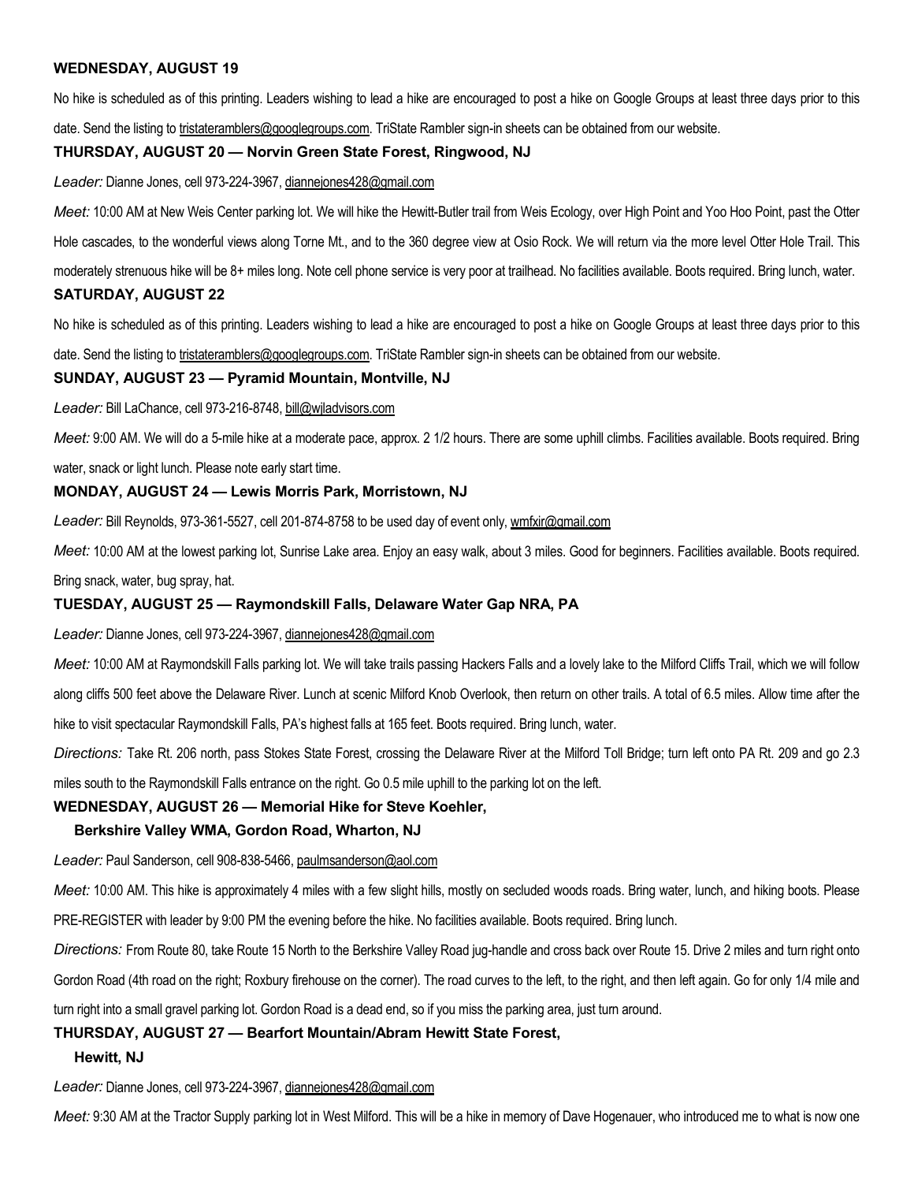**WEDNESDAY, AUGUST 19**

No hike is scheduled as of this printing. Leaders wishing to lead a hike are encouraged to post a hike on Google Groups at least three days prior to this date. Send the listing to tristateramblers@googlegroups.com. TriState Rambler sign-in sheets can be obtained from our website.

**THURSDAY, AUGUST 20 — Norvin Green State Forest, Ringwood, NJ**

*Leader:* Dianne Jones, cell 973-224-3967, diannejones428@gmail.com

*Meet:* 10:00 AM at New Weis Center parking lot. We will hike the Hewitt-Butler trail from Weis Ecology, over High Point and Yoo Hoo Point, past the Otter Hole cascades, to the wonderful views along Torne Mt., and to the 360 degree view at Osio Rock. We will return via the more level Otter Hole Trail. This moderately strenuous hike will be 8+ miles long. Note cell phone service is very poor at trailhead. No facilities available. Boots required. Bring lunch, water.

**SATURDAY, AUGUST 22**

No hike is scheduled as of this printing. Leaders wishing to lead a hike are encouraged to post a hike on Google Groups at least three days prior to this date. Send the listing to tristateramblers@googlegroups.com. TriState Rambler sign-in sheets can be obtained from our website.

**SUNDAY, AUGUST 23 — Pyramid Mountain, Montville, NJ**

*Leader:* Bill LaChance, cell 973-216-8748, bill@wjladvisors.com

*Meet:* 9:00 AM. We will do a 5-mile hike at a moderate pace, approx. 2 1/2 hours. There are some uphill climbs. Facilities available. Boots required. Bring water, snack or light lunch. Please note early start time.

**MONDAY, AUGUST 24 — Lewis Morris Park, Morristown, NJ**

*Leader:* Bill Reynolds, 973-361-5527, cell 201-874-8758 to be used day of event only, wmfxir@gmail.com

*Meet:* 10:00 AM at the lowest parking lot, Sunrise Lake area. Enjoy an easy walk, about 3 miles. Good for beginners. Facilities available. Boots required. Bring snack, water, bug spray, hat.

**TUESDAY, AUGUST 25 — Raymondskill Falls, Delaware Water Gap NRA, PA**

*Leader:* Dianne Jones, cell 973-224-3967, diannejones428@gmail.com

*Meet:* 10:00 AM at Raymondskill Falls parking lot. We will take trails passing Hackers Falls and a lovely lake to the Milford Cliffs Trail, which we will follow along cliffs 500 feet above the Delaware River. Lunch at scenic Milford Knob Overlook, then return on other trails. A total of 6.5 miles. Allow time after the hike to visit spectacular Raymondskill Falls, PA's highest falls at 165 feet. Boots required. Bring lunch, water.

*Directions:* Take Rt. 206 north, pass Stokes State Forest, crossing the Delaware River at the Milford Toll Bridge; turn left onto PA Rt. 209 and go 2.3 miles south to the Raymondskill Falls entrance on the right. Go 0.5 mile uphill to the parking lot on the left.

**WEDNESDAY, AUGUST 26 — Memorial Hike for Steve Koehler, Berkshire Valley WMA, Gordon Road, Wharton, NJ**

*Leader:* Paul Sanderson, cell 908-838-5466, paulmsanderson@aol.com

*Meet:* 10:00 AM. This hike is approximately 4 miles with a few slight hills, mostly on secluded woods roads. Bring water, lunch, and hiking boots. Please PRE-REGISTER with leader by 9:00 PM the evening before the hike. No facilities available. Boots required. Bring lunch.

*Directions:* From Route 80, take Route 15 North to the Berkshire Valley Road jug-handle and cross back over Route 15. Drive 2 miles and turn right onto Gordon Road (4th road on the right; Roxbury firehouse on the corner). The road curves to the left, to the right, and then left again. Go for only 1/4 mile and turn right into a small gravel parking lot. Gordon Road is a dead end, so if you miss the parking area, just turn around.

**THURSDAY, AUGUST 27 — Bearfort Mountain/Abram Hewitt State Forest, Hewitt, NJ**

*Leader:* Dianne Jones, cell 973-224-3967, diannejones428@gmail.com

*Meet:* 9:30 AM at the Tractor Supply parking lot in West Milford. This will be a hike in memory of Dave Hogenauer, who introduced me to what is now one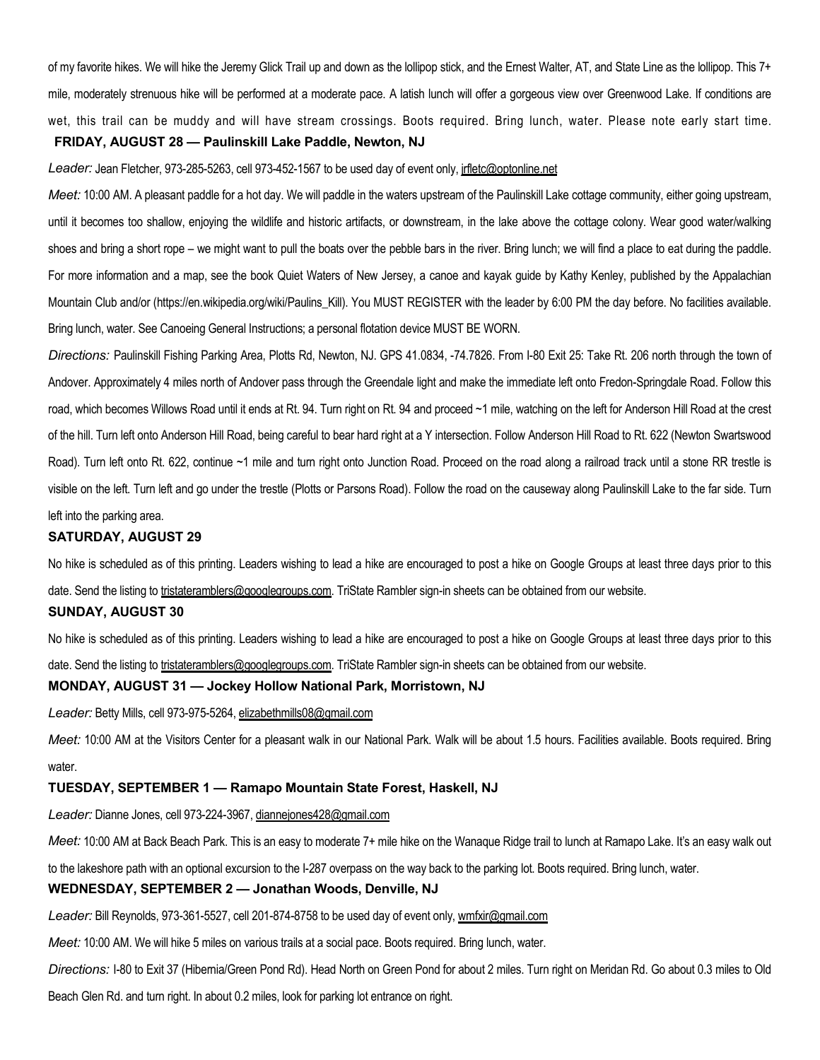of my favorite hikes. We will hike the Jeremy Glick Trail up and down as the lollipop stick, and the Ernest Walter, AT, and State Line as the lollipop. This 7+ mile, moderately strenuous hike will be performed at a moderate pace. A latish lunch will offer a gorgeous view over Greenwood Lake. If conditions are wet, this trail can be muddy and will have stream crossings. Boots required. Bring lunch, water. Please note early start time.

**FRIDAY, AUGUST 28 — Paulinskill Lake Paddle, Newton, NJ**

*Leader:* Jean Fletcher, 973-285-5263, cell 973-452-1567 to be used day of event only, jrfletc@optonline.net

*Meet:* 10:00 AM. A pleasant paddle for a hot day. We will paddle in the waters upstream of the Paulinskill Lake cottage community, either going upstream, until it becomes too shallow, enjoying the wildlife and historic artifacts, or downstream, in the lake above the cottage colony. Wear good water/walking shoes and bring a short rope – we might want to pull the boats over the pebble bars in the river. Bring lunch; we will find a place to eat during the paddle. For more information and a map, see the book Quiet Waters of New Jersey, a canoe and kayak guide by Kathy Kenley, published by the Appalachian Mountain Club and/or (https://en.wikipedia.org/wiki/Paulins_Kill). You MUST REGISTER with the leader by 6:00 PM the day before. No facilities available. Bring lunch, water. See Canoeing General Instructions; a personal flotation device MUST BE WORN.

*Directions:* Paulinskill Fishing Parking Area, Plotts Rd, Newton, NJ. GPS 41.0834, -74.7826. From I-80 Exit 25: Take Rt. 206 north through the town of Andover. Approximately 4 miles north of Andover pass through the Greendale light and make the immediate left onto Fredon-Springdale Road. Follow this road, which becomes Willows Road until it ends at Rt. 94. Turn right on Rt. 94 and proceed ~1 mile, watching on the left for Anderson Hill Road at the crest of the hill. Turn left onto Anderson Hill Road, being careful to bear hard right at a Y intersection. Follow Anderson Hill Road to Rt. 622 (Newton Swartswood Road). Turn left onto Rt. 622, continue ~1 mile and turn right onto Junction Road. Proceed on the road along a railroad track until a stone RR trestle is visible on the left. Turn left and go under the trestle (Plotts or Parsons Road). Follow the road on the causeway along Paulinskill Lake to the far side. Turn left into the parking area.

**SATURDAY, AUGUST 29**

No hike is scheduled as of this printing. Leaders wishing to lead a hike are encouraged to post a hike on Google Groups at least three days prior to this date. Send the listing to tristateramblers@googlegroups.com. TriState Rambler sign-in sheets can be obtained from our website.

**SUNDAY, AUGUST 30**

No hike is scheduled as of this printing. Leaders wishing to lead a hike are encouraged to post a hike on Google Groups at least three days prior to this date. Send the listing to tristateramblers@googlegroups.com. TriState Rambler sign-in sheets can be obtained from our website.

**MONDAY, AUGUST 31 — Jockey Hollow National Park, Morristown, NJ**

*Leader:* Betty Mills, cell 973-975-5264, elizabethmills08@gmail.com

*Meet:* 10:00 AM at the Visitors Center for a pleasant walk in our National Park. Walk will be about 1.5 hours. Facilities available. Boots required. Bring water.

**TUESDAY, SEPTEMBER 1 — Ramapo Mountain State Forest, Haskell, NJ**

*Leader:* Dianne Jones, cell 973-224-3967, diannejones428@gmail.com

*Meet:* 10:00 AM at Back Beach Park. This is an easy to moderate 7+ mile hike on the Wanaque Ridge trail to lunch at Ramapo Lake. It's an easy walk out to the lakeshore path with an optional excursion to the I-287 overpass on the way back to the parking lot. Boots required. Bring lunch, water.

**WEDNESDAY, SEPTEMBER 2 — Jonathan Woods, Denville, NJ**

*Leader:* Bill Reynolds, 973-361-5527, cell 201-874-8758 to be used day of event only, wmfxir@gmail.com

*Meet:* 10:00 AM. We will hike 5 miles on various trails at a social pace. Boots required. Bring lunch, water.

*Directions:* I-80 to Exit 37 (Hibernia/Green Pond Rd). Head North on Green Pond for about 2 miles. Turn right on Meridan Rd. Go about 0.3 miles to Old Beach Glen Rd. and turn right. In about 0.2 miles, look for parking lot entrance on right.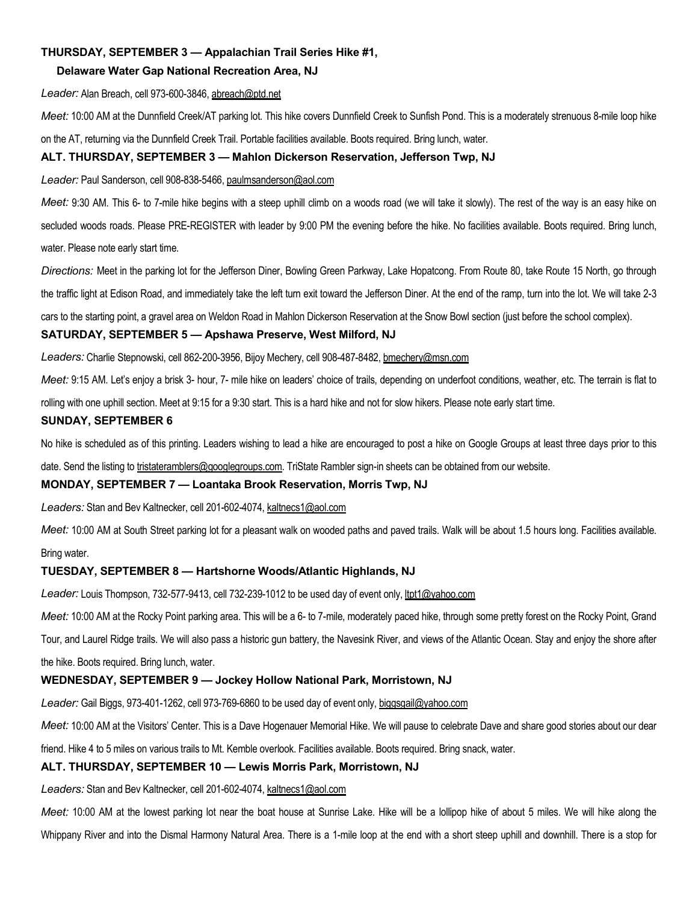### THURSDAY, SEPTEMBER 3 — Appalachian Trail Series Hike #1, Delaware Water Gap National Recreation Area, NJ

*Leader:* Alan Breach, cell 973-600-3846, abreach@ptd.net

*Meet:* 10:00 AM at the Dunnfield Creek/AT parking lot. This hike covers Dunnfield Creek to Sunfish Pond. This is a moderately strenuous 8-mile loop hike on the AT, returning via the Dunnfield Creek Trail. Portable facilities available. Boots required. Bring lunch, water.

### ALT. THURSDAY, SEPTEMBER 3 — Mahlon Dickerson Reservation, Jefferson Twp, NJ

*Leader:* Paul Sanderson, cell 908-838-5466, paulmsanderson@aol.com

*Meet:* 9:30 AM. This 6- to 7-mile hike begins with a steep uphill climb on a woods road (we will take it slowly). The rest of the way is an easy hike on secluded woods roads. Please PRE-REGISTER with leader by 9:00 PM the evening before the hike. No facilities available. Boots required. Bring lunch, water. Please note early start time.

*Directions:* Meet in the parking lot for the Jefferson Diner, Bowling Green Parkway, Lake Hopatcong. From Route 80, take Route 15 North, go through the traffic light at Edison Road, and immediately take the left turn exit toward the Jefferson Diner. At the end of the ramp, turn into the lot. We will take 2-3 cars to the starting point, a gravel area on Weldon Road in Mahlon Dickerson Reservation at the Snow Bowl section (just before the school complex).

### SATURDAY, SEPTEMBER 5 — Apshawa Preserve, West Milford, NJ

*Leaders:* Charlie Stepnowski, cell 862-200-3956, Bijoy Mechery, cell 908-487-8482, bmechery@msn.com

*Meet:* 9:15 AM. Let's enjoy a brisk 3- hour, 7- mile hike on leaders' choice of trails, depending on underfoot conditions, weather, etc. The terrain is flat to rolling with one uphill section. Meet at 9:15 for a 9:30 start. This is a hard hike and not for slow hikers. Please note early start time.

### SUNDAY, SEPTEMBER 6

No hike is scheduled as of this printing. Leaders wishing to lead a hike are encouraged to post a hike on Google Groups at least three days prior to this date. Send the listing to tristateramblers@googlegroups.com. TriState Rambler sign-in sheets can be obtained from our website.

### MONDAY, SEPTEMBER 7 — Loantaka Brook Reservation, Morris Twp, NJ

*Leaders:* Stan and Bev Kaltnecker, cell 201-602-4074, kaltnecs1@aol.com

*Meet:* 10:00 AM at South Street parking lot for a pleasant walk on wooded paths and paved trails. Walk will be about 1.5 hours long. Facilities available. Bring water.

### TUESDAY, SEPTEMBER 8 — Hartshorne Woods/Atlantic Highlands, NJ

*Leader:* Louis Thompson, 732-577-9413, cell 732-239-1012 to be used day of event only, ltpt1@yahoo.com

*Meet:* 10:00 AM at the Rocky Point parking area. This will be a 6- to 7-mile, moderately paced hike, through some pretty forest on the Rocky Point, Grand Tour, and Laurel Ridge trails. We will also pass a historic gun battery, the Navesink River, and views of the Atlantic Ocean. Stay and enjoy the shore after the hike. Boots required. Bring lunch, water.

### WEDNESDAY, SEPTEMBER 9 — Jockey Hollow National Park, Morristown, NJ

*Leader:* Gail Biggs, 973-401-1262, cell 973-769-6860 to be used day of event only, biggsgail@yahoo.com

*Meet:* 10:00 AM at the Visitors' Center. This is a Dave Hogenauer Memorial Hike. We will pause to celebrate Dave and share good stories about our dear friend. Hike 4 to 5 miles on various trails to Mt. Kemble overlook. Facilities available. Boots required. Bring snack, water.

### ALT. THURSDAY, SEPTEMBER 10 — Lewis Morris Park, Morristown, NJ

*Leaders:* Stan and Bev Kaltnecker, cell 201-602-4074, kaltnecs1@aol.com

*Meet:* 10:00 AM at the lowest parking lot near the boat house at Sunrise Lake. Hike will be a lollipop hike of about 5 miles. We will hike along the Whippany River and into the Dismal Harmony Natural Area. There is a 1-mile loop at the end with a short steep uphill and downhill. There is a stop for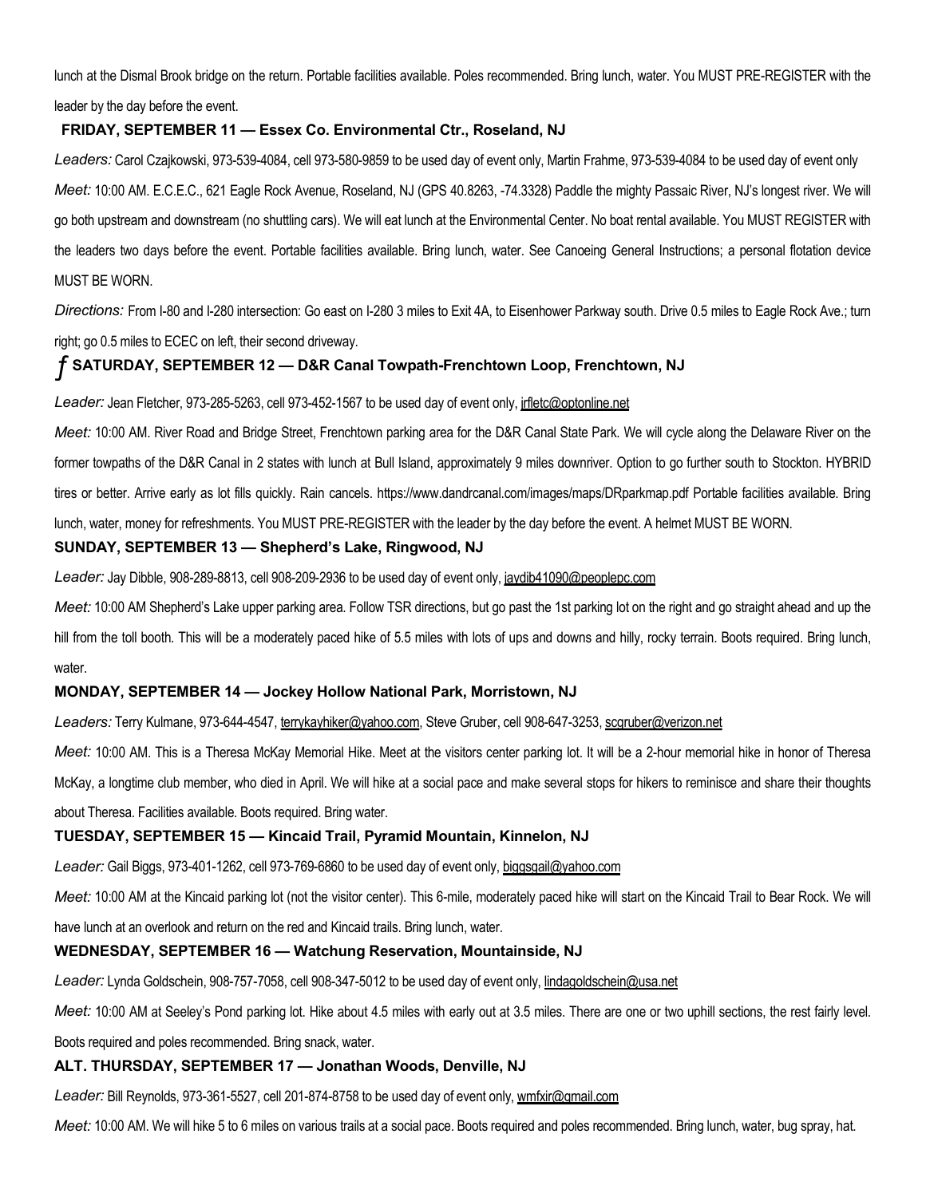lunch at the Dismal Brook bridge on the return. Portable facilities available. Poles recommended. Bring lunch, water. You MUST PRE-REGISTER with the leader by the day before the event.

**FRIDAY, SEPTEMBER 11 — Essex Co. Environmental Ctr., Roseland, NJ**

*Leaders:* Carol Czajkowski, 973-539-4084, cell 973-580-9859 to be used day of event only, Martin Frahme, 973-539-4084 to be used day of event only

*Meet:* 10:00 AM. E.C.E.C., 621 Eagle Rock Avenue, Roseland, NJ (GPS 40.8263, -74.3328) Paddle the mighty Passaic River, NJ's longest river. We will go both upstream and downstream (no shuttling cars). We will eat lunch at the Environmental Center. No boat rental available. You MUST REGISTER with the leaders two days before the event. Portable facilities available. Bring lunch, water. See Canoeing General Instructions; a personal flotation device MUST BE WORN.

*Directions:* From I-80 and I-280 intersection: Go east on I-280 3 miles to Exit 4A, to Eisenhower Parkway south. Drive 0.5 miles to Eagle Rock Ave.; turn right; go 0.5 miles to ECEC on left, their second driveway.

**ƒ SATURDAY, SEPTEMBER 12 — D&R Canal Towpath-Frenchtown Loop, Frenchtown, NJ**

*Leader:* Jean Fletcher, 973-285-5263, cell 973-452-1567 to be used day of event only, jrfletc@optonline.net

*Meet:* 10:00 AM. River Road and Bridge Street, Frenchtown parking area for the D&R Canal State Park. We will cycle along the Delaware River on the former towpaths of the D&R Canal in 2 states with lunch at Bull Island, approximately 9 miles downriver. Option to go further south to Stockton. HYBRID tires or better. Arrive early as lot fills quickly. Rain cancels. https://www.dandrcanal.com/images/maps/DRparkmap.pdf Portable facilities available. Bring lunch, water, money for refreshments. You MUST PRE-REGISTER with the leader by the day before the event. A helmet MUST BE WORN.

**SUNDAY, SEPTEMBER 13 — Shepherd's Lake, Ringwood, NJ**

*Leader:* Jay Dibble, 908-289-8813, cell 908-209-2936 to be used day of event only, jaydib41090@peoplepc.com

*Meet:* 10:00 AM Shepherd's Lake upper parking area. Follow TSR directions, but go past the 1st parking lot on the right and go straight ahead and up the hill from the toll booth. This will be a moderately paced hike of 5.5 miles with lots of ups and downs and hilly, rocky terrain. Boots required. Bring lunch, water.

**MONDAY, SEPTEMBER 14 — Jockey Hollow National Park, Morristown, NJ**

*Leaders:* Terry Kulmane, 973-644-4547, terrykayhiker@yahoo.com, Steve Gruber, cell 908-647-3253, scgruber@verizon.net

*Meet:* 10:00 AM. This is a Theresa McKay Memorial Hike. Meet at the visitors center parking lot. It will be a 2-hour memorial hike in honor of Theresa McKay, a longtime club member, who died in April. We will hike at a social pace and make several stops for hikers to reminisce and share their thoughts about Theresa. Facilities available. Boots required. Bring water.

**TUESDAY, SEPTEMBER 15 — Kincaid Trail, Pyramid Mountain, Kinnelon, NJ**

*Leader:* Gail Biggs, 973-401-1262, cell 973-769-6860 to be used day of event only, biggsgail@yahoo.com

*Meet:* 10:00 AM at the Kincaid parking lot (not the visitor center). This 6-mile, moderately paced hike will start on the Kincaid Trail to Bear Rock. We will have lunch at an overlook and return on the red and Kincaid trails. Bring lunch, water.

**WEDNESDAY, SEPTEMBER 16 — Watchung Reservation, Mountainside, NJ**

*Leader:* Lynda Goldschein, 908-757-7058, cell 908-347-5012 to be used day of event only, lindagoldschein@usa.net

*Meet:* 10:00 AM at Seeley's Pond parking lot. Hike about 4.5 miles with early out at 3.5 miles. There are one or two uphill sections, the rest fairly level. Boots required and poles recommended. Bring snack, water.

**ALT. THURSDAY, SEPTEMBER 17 — Jonathan Woods, Denville, NJ**

*Leader:* Bill Reynolds, 973-361-5527, cell 201-874-8758 to be used day of event only, wmfxir@gmail.com

*Meet:* 10:00 AM. We will hike 5 to 6 miles on various trails at a social pace. Boots required and poles recommended. Bring lunch, water, bug spray, hat.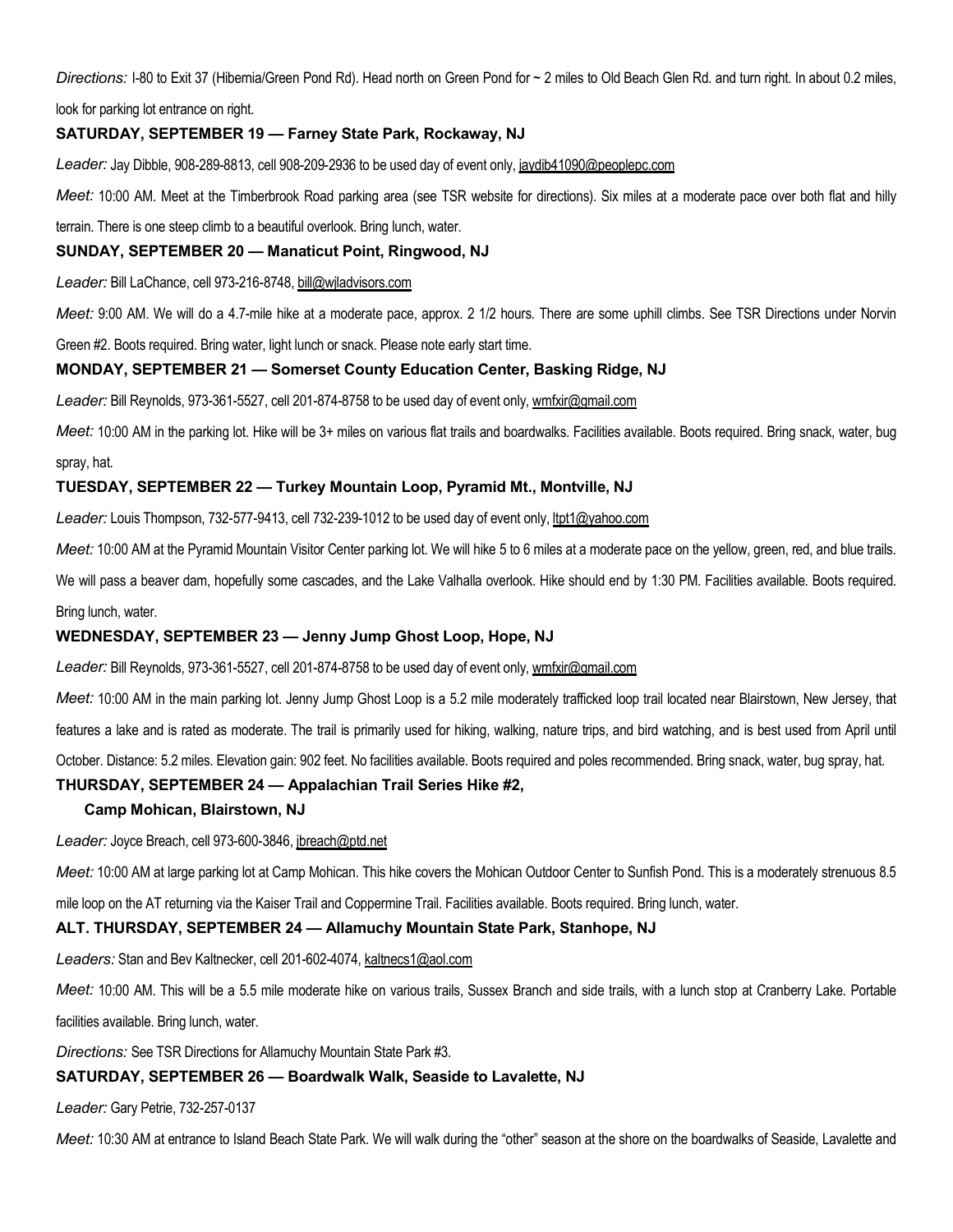*Directions:* I-80 to Exit 37 (Hibernia/Green Pond Rd). Head north on Green Pond for ~ 2 miles to Old Beach Glen Rd. and turn right. In about 0.2 miles, look for parking lot entrance on right.

**SATURDAY, SEPTEMBER 19 — Farney State Park, Rockaway, NJ**

*Leader:* Jay Dibble, 908-289-8813, cell 908-209-2936 to be used day of event only, jaydib41090@peoplepc.com

*Meet:* 10:00 AM. Meet at the Timberbrook Road parking area (see TSR website for directions). Six miles at a moderate pace over both flat and hilly terrain. There is one steep climb to a beautiful overlook. Bring lunch, water.

**SUNDAY, SEPTEMBER 20 — Manaticut Point, Ringwood, NJ**

*Leader:* Bill LaChance, cell 973-216-8748, bill@wjladvisors.com

*Meet:* 9:00 AM. We will do a 4.7-mile hike at a moderate pace, approx. 2 1/2 hours. There are some uphill climbs. See TSR Directions under Norvin Green #2. Boots required. Bring water, light lunch or snack. Please note early start time.

**MONDAY, SEPTEMBER 21 — Somerset County Education Center, Basking Ridge, NJ**

*Leader:* Bill Reynolds, 973-361-5527, cell 201-874-8758 to be used day of event only, wmfxir@gmail.com

*Meet:* 10:00 AM in the parking lot. Hike will be 3+ miles on various flat trails and boardwalks. Facilities available. Boots required. Bring snack, water, bug spray, hat.

**TUESDAY, SEPTEMBER 22 — Turkey Mountain Loop, Pyramid Mt., Montville, NJ**

*Leader:* Louis Thompson, 732-577-9413, cell 732-239-1012 to be used day of event only, ltpt1@yahoo.com

*Meet:* 10:00 AM at the Pyramid Mountain Visitor Center parking lot. We will hike 5 to 6 miles at a moderate pace on the yellow, green, red, and blue trails. We will pass a beaver dam, hopefully some cascades, and the Lake Valhalla overlook. Hike should end by 1:30 PM. Facilities available. Boots required. Bring lunch, water.

**WEDNESDAY, SEPTEMBER 23 — Jenny Jump Ghost Loop, Hope, NJ**

*Leader:* Bill Reynolds, 973-361-5527, cell 201-874-8758 to be used day of event only, wmfxir@gmail.com

*Meet:* 10:00 AM in the main parking lot. Jenny Jump Ghost Loop is a 5.2 mile moderately trafficked loop trail located near Blairstown, New Jersey, that features a lake and is rated as moderate. The trail is primarily used for hiking, walking, nature trips, and bird watching, and is best used from April until October. Distance: 5.2 miles. Elevation gain: 902 feet. No facilities available. Boots required and poles recommended. Bring snack, water, bug spray, hat.

**THURSDAY, SEPTEMBER 24 — Appalachian Trail Series Hike #2, Camp Mohican, Blairstown, NJ**

*Leader:* Joyce Breach, cell 973-600-3846, jbreach@ptd.net

*Meet:* 10:00 AM at large parking lot at Camp Mohican. This hike covers the Mohican Outdoor Center to Sunfish Pond. This is a moderately strenuous 8.5 mile loop on the AT returning via the Kaiser Trail and Coppermine Trail. Facilities available. Boots required. Bring lunch, water.

**ALT. THURSDAY, SEPTEMBER 24 — Allamuchy Mountain State Park, Stanhope, NJ**

*Leaders:* Stan and Bev Kaltnecker, cell 201-602-4074, kaltnecs1@aol.com

*Meet:* 10:00 AM. This will be a 5.5 mile moderate hike on various trails, Sussex Branch and side trails, with a lunch stop at Cranberry Lake. Portable facilities available. Bring lunch, water.

*Directions:* See TSR Directions for Allamuchy Mountain State Park #3.

**SATURDAY, SEPTEMBER 26 — Boardwalk Walk, Seaside to Lavalette, NJ**

*Leader:* Gary Petrie, 732-257-0137

*Meet:* 10:30 AM at entrance to Island Beach State Park. We will walk during the "other" season at the shore on the boardwalks of Seaside, Lavalette and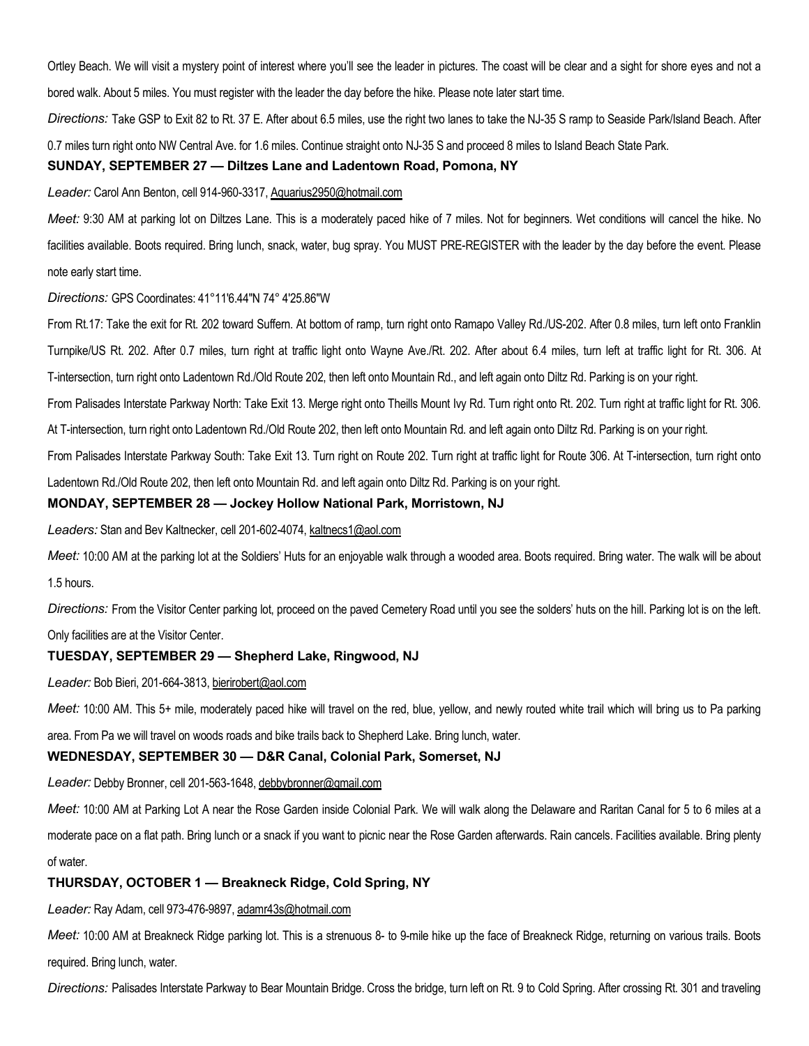Ortley Beach. We will visit a mystery point of interest where you'll see the leader in pictures. The coast will be clear and a sight for shore eyes and not a bored walk. About 5 miles. You must register with the leader the day before the hike. Please note later start time.

*Directions:* Take GSP to Exit 82 to Rt. 37 E. After about 6.5 miles, use the right two lanes to take the NJ-35 S ramp to Seaside Park/Island Beach. After 0.7 miles turn right onto NW Central Ave. for 1.6 miles. Continue straight onto NJ-35 S and proceed 8 miles to Island Beach State Park.

**SUNDAY, SEPTEMBER 27 — Diltzes Lane and Ladentown Road, Pomona, NY**

*Leader:* Carol Ann Benton, cell 914-960-3317, Aquarius2950@hotmail.com

*Meet:* 9:30 AM at parking lot on Diltzes Lane. This is a moderately paced hike of 7 miles. Not for beginners. Wet conditions will cancel the hike. No facilities available. Boots required. Bring lunch, snack, water, bug spray. You MUST PRE-REGISTER with the leader by the day before the event. Please note early start time.

*Directions:* GPS Coordinates: 41°11'6.44"N 74° 4'25.86"W

From Rt.17: Take the exit for Rt. 202 toward Suffern. At bottom of ramp, turn right onto Ramapo Valley Rd./US-202. After 0.8 miles, turn left onto Franklin Turnpike/US Rt. 202. After 0.7 miles, turn right at traffic light onto Wayne Ave./Rt. 202. After about 6.4 miles, turn left at traffic light for Rt. 306. At T-intersection, turn right onto Ladentown Rd./Old Route 202, then left onto Mountain Rd., and left again onto Diltz Rd. Parking is on your right.

From Palisades Interstate Parkway North: Take Exit 13. Merge right onto Theills Mount Ivy Rd. Turn right onto Rt. 202. Turn right at traffic light for Rt. 306. At T-intersection, turn right onto Ladentown Rd./Old Route 202, then left onto Mountain Rd. and left again onto Diltz Rd. Parking is on your right.

From Palisades Interstate Parkway South: Take Exit 13. Turn right on Route 202. Turn right at traffic light for Route 306. At T-intersection, turn right onto Ladentown Rd./Old Route 202, then left onto Mountain Rd. and left again onto Diltz Rd. Parking is on your right.

**MONDAY, SEPTEMBER 28 — Jockey Hollow National Park, Morristown, NJ**

*Leaders:* Stan and Bev Kaltnecker, cell 201-602-4074, kaltnecs1@aol.com

*Meet:* 10:00 AM at the parking lot at the Soldiers' Huts for an enjoyable walk through a wooded area. Boots required. Bring water. The walk will be about 1.5 hours.

*Directions:* From the Visitor Center parking lot, proceed on the paved Cemetery Road until you see the solders' huts on the hill. Parking lot is on the left. Only facilities are at the Visitor Center.

**TUESDAY, SEPTEMBER 29 — Shepherd Lake, Ringwood, NJ**

*Leader:* Bob Bieri, 201-664-3813, bierirobert@aol.com

*Meet:* 10:00 AM. This 5+ mile, moderately paced hike will travel on the red, blue, yellow, and newly routed white trail which will bring us to Pa parking area. From Pa we will travel on woods roads and bike trails back to Shepherd Lake. Bring lunch, water.

**WEDNESDAY, SEPTEMBER 30 — D&R Canal, Colonial Park, Somerset, NJ**

*Leader:* Debby Bronner, cell 201-563-1648, debbybronner@gmail.com

*Meet:* 10:00 AM at Parking Lot A near the Rose Garden inside Colonial Park. We will walk along the Delaware and Raritan Canal for 5 to 6 miles at a moderate pace on a flat path. Bring lunch or a snack if you want to picnic near the Rose Garden afterwards. Rain cancels. Facilities available. Bring plenty of water.

**THURSDAY, OCTOBER 1 — Breakneck Ridge, Cold Spring, NY**

*Leader:* Ray Adam, cell 973-476-9897, adamr43s@hotmail.com

*Meet:* 10:00 AM at Breakneck Ridge parking lot. This is a strenuous 8- to 9-mile hike up the face of Breakneck Ridge, returning on various trails. Boots required. Bring lunch, water.

*Directions:* Palisades Interstate Parkway to Bear Mountain Bridge. Cross the bridge, turn left on Rt. 9 to Cold Spring. After crossing Rt. 301 and traveling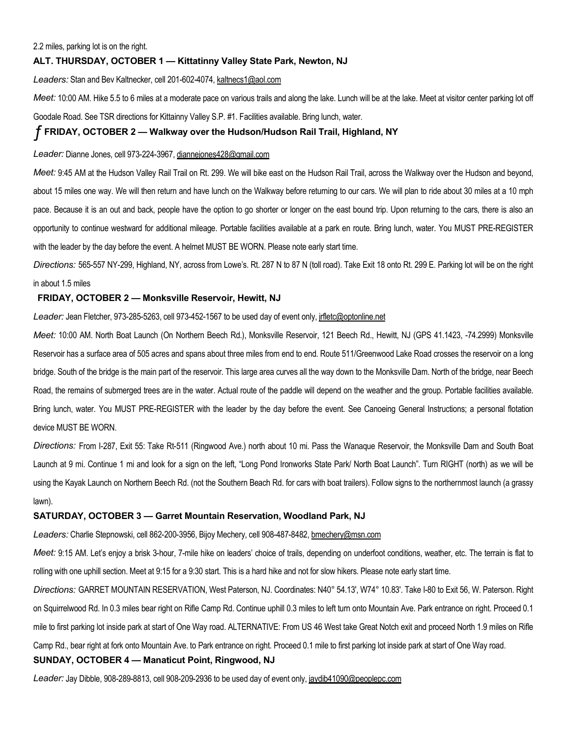2.2 miles, parking lot is on the right.

### ALT. THURSDAY, OCTOBER 1 — Kittatinny Valley State Park, Newton, NJ

*Leaders:* Stan and Bev Kaltnecker, cell 201-602-4074, kaltnecs1@aol.com

*Meet:* 10:00 AM. Hike 5.5 to 6 miles at a moderate pace on various trails and along the lake. Lunch will be at the lake. Meet at visitor center parking lot off Goodale Road. See TSR directions for Kittainny Valley S.P. #1. Facilities available. Bring lunch, water.

### ƒ FRIDAY, OCTOBER 2 — Walkway over the Hudson/Hudson Rail Trail, Highland, NY

*Leader:* Dianne Jones, cell 973-224-3967, diannejones428@gmail.com

*Meet:* 9:45 AM at the Hudson Valley Rail Trail on Rt. 299. We will bike east on the Hudson Rail Trail, across the Walkway over the Hudson and beyond, about 15 miles one way. We will then return and have lunch on the Walkway before returning to our cars. We will plan to ride about 30 miles at a 10 mph pace. Because it is an out and back, people have the option to go shorter or longer on the east bound trip. Upon returning to the cars, there is also an opportunity to continue westward for additional mileage. Portable facilities available at a park en route. Bring lunch, water. You MUST PRE-REGISTER with the leader by the day before the event. A helmet MUST BE WORN. Please note early start time.

*Directions:* 565-557 NY-299, Highland, NY, across from Lowe's. Rt. 287 N to 87 N (toll road). Take Exit 18 onto Rt. 299 E. Parking lot will be on the right in about 1.5 miles

### FRIDAY, OCTOBER 2 — Monksville Reservoir, Hewitt, NJ

*Leader:* Jean Fletcher, 973-285-5263, cell 973-452-1567 to be used day of event only, jrfletc@optonline.net

*Meet:* 10:00 AM. North Boat Launch (On Northern Beech Rd.), Monksville Reservoir, 121 Beech Rd., Hewitt, NJ (GPS 41.1423, -74.2999) Monksville Reservoir has a surface area of 505 acres and spans about three miles from end to end. Route 511/Greenwood Lake Road crosses the reservoir on a long bridge. South of the bridge is the main part of the reservoir. This large area curves all the way down to the Monksville Dam. North of the bridge, near Beech Road, the remains of submerged trees are in the water. Actual route of the paddle will depend on the weather and the group. Portable facilities available. Bring lunch, water. You MUST PRE-REGISTER with the leader by the day before the event. See Canoeing General Instructions; a personal flotation device MUST BE WORN.

*Directions:* From I-287, Exit 55: Take Rt-511 (Ringwood Ave.) north about 10 mi. Pass the Wanaque Reservoir, the Monksville Dam and South Boat Launch at 9 mi. Continue 1 mi and look for a sign on the left, "Long Pond Ironworks State Park/ North Boat Launch". Turn RIGHT (north) as we will be using the Kayak Launch on Northern Beech Rd. (not the Southern Beach Rd. for cars with boat trailers). Follow signs to the northernmost launch (a grassy lawn).

### SATURDAY, OCTOBER 3 — Garret Mountain Reservation, Woodland Park, NJ

*Leaders:* Charlie Stepnowski, cell 862-200-3956, Bijoy Mechery, cell 908-487-8482, bmechery@msn.com

*Meet:* 9:15 AM. Let's enjoy a brisk 3-hour, 7-mile hike on leaders' choice of trails, depending on underfoot conditions, weather, etc. The terrain is flat to rolling with one uphill section. Meet at 9:15 for a 9:30 start. This is a hard hike and not for slow hikers. Please note early start time.

*Directions:* GARRET MOUNTAIN RESERVATION, West Paterson, NJ. Coordinates: N40° 54.13', W74° 10.83'. Take I-80 to Exit 56, W. Paterson. Right on Squirrelwood Rd. In 0.3 miles bear right on Rifle Camp Rd. Continue uphill 0.3 miles to left turn onto Mountain Ave. Park entrance on right. Proceed 0.1 mile to first parking lot inside park at start of One Way road. ALTERNATIVE: From US 46 West take Great Notch exit and proceed North 1.9 miles on Rifle Camp Rd., bear right at fork onto Mountain Ave. to Park entrance on right. Proceed 0.1 mile to first parking lot inside park at start of One Way road.

### SUNDAY, OCTOBER 4 — Manaticut Point, Ringwood, NJ

*Leader:* Jay Dibble, 908-289-8813, cell 908-209-2936 to be used day of event only, jaydib41090@peoplepc.com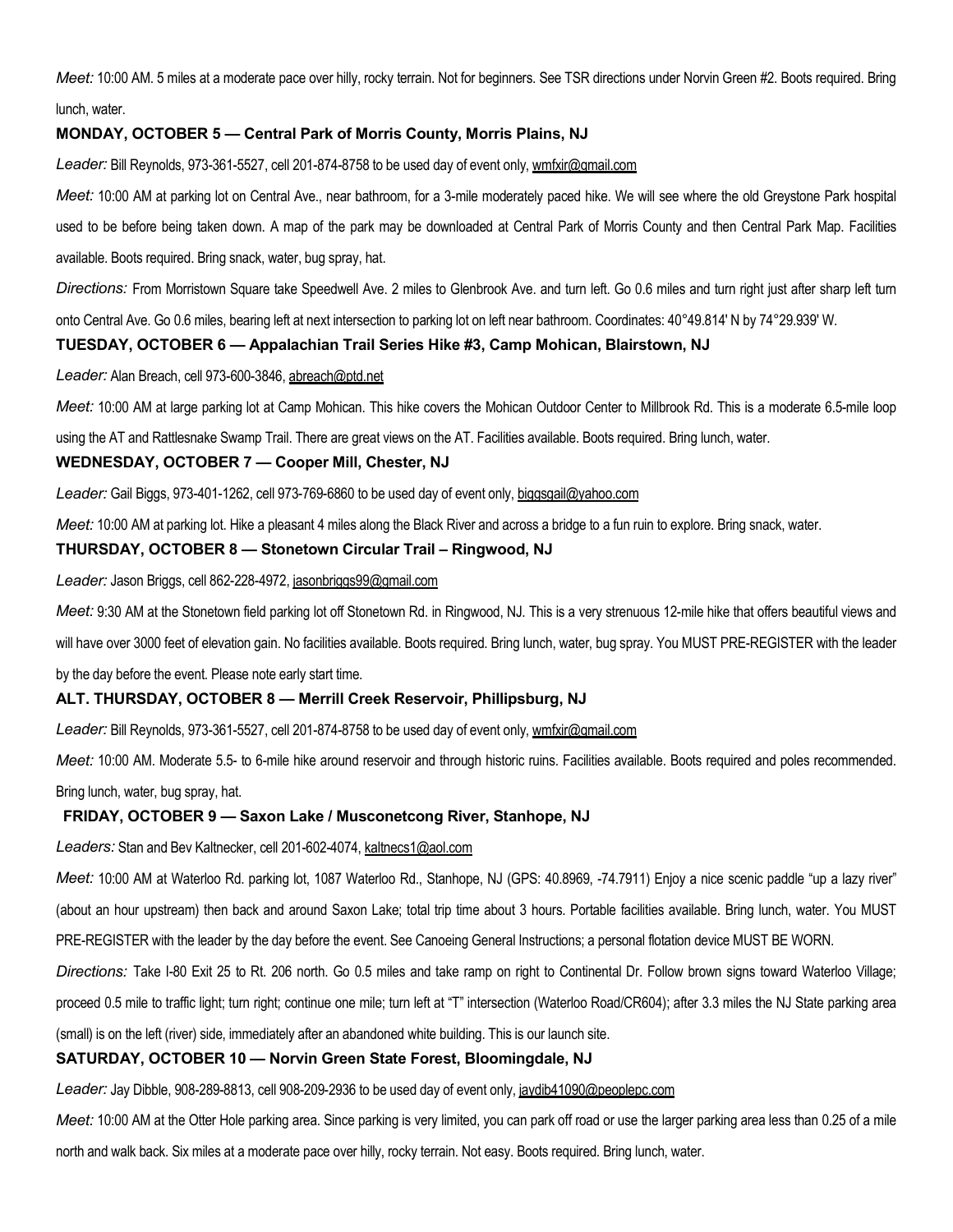*Meet:* 10:00 AM. 5 miles at a moderate pace over hilly, rocky terrain. Not for beginners. See TSR directions under Norvin Green #2. Boots required. Bring lunch, water.

**MONDAY, OCTOBER 5 — Central Park of Morris County, Morris Plains, NJ**

*Leader:* Bill Reynolds, 973-361-5527, cell 201-874-8758 to be used day of event only, wmfxir@gmail.com

*Meet:* 10:00 AM at parking lot on Central Ave., near bathroom, for a 3-mile moderately paced hike. We will see where the old Greystone Park hospital used to be before being taken down. A map of the park may be downloaded at Central Park of Morris County and then Central Park Map. Facilities available. Boots required. Bring snack, water, bug spray, hat.

*Directions:* From Morristown Square take Speedwell Ave. 2 miles to Glenbrook Ave. and turn left. Go 0.6 miles and turn right just after sharp left turn onto Central Ave. Go 0.6 miles, bearing left at next intersection to parking lot on left near bathroom. Coordinates: 40°49.814' N by 74°29.939' W.

**TUESDAY, OCTOBER 6 — Appalachian Trail Series Hike #3, Camp Mohican, Blairstown, NJ**

*Leader:* Alan Breach, cell 973-600-3846, abreach@ptd.net

*Meet:* 10:00 AM at large parking lot at Camp Mohican. This hike covers the Mohican Outdoor Center to Millbrook Rd. This is a moderate 6.5-mile loop using the AT and Rattlesnake Swamp Trail. There are great views on the AT. Facilities available. Boots required. Bring lunch, water.

**WEDNESDAY, OCTOBER 7 — Cooper Mill, Chester, NJ**

*Leader:* Gail Biggs, 973-401-1262, cell 973-769-6860 to be used day of event only, biggsgail@yahoo.com

*Meet:* 10:00 AM at parking lot. Hike a pleasant 4 miles along the Black River and across a bridge to a fun ruin to explore. Bring snack, water.

**THURSDAY, OCTOBER 8 — Stonetown Circular Trail – Ringwood, NJ**

*Leader:* Jason Briggs, cell 862-228-4972, jasonbriggs99@gmail.com

*Meet:* 9:30 AM at the Stonetown field parking lot off Stonetown Rd. in Ringwood, NJ. This is a very strenuous 12-mile hike that offers beautiful views and will have over 3000 feet of elevation gain. No facilities available. Boots required. Bring lunch, water, bug spray. You MUST PRE-REGISTER with the leader by the day before the event. Please note early start time.

**ALT. THURSDAY, OCTOBER 8 — Merrill Creek Reservoir, Phillipsburg, NJ**

*Leader:* Bill Reynolds, 973-361-5527, cell 201-874-8758 to be used day of event only, wmfxir@gmail.com

*Meet:* 10:00 AM. Moderate 5.5- to 6-mile hike around reservoir and through historic ruins. Facilities available. Boots required and poles recommended. Bring lunch, water, bug spray, hat.

**FRIDAY, OCTOBER 9 — Saxon Lake / Musconetcong River, Stanhope, NJ**

*Leaders:* Stan and Bev Kaltnecker, cell 201-602-4074, kaltnecs1@aol.com

*Meet:* 10:00 AM at Waterloo Rd. parking lot, 1087 Waterloo Rd., Stanhope, NJ (GPS: 40.8969, -74.7911) Enjoy a nice scenic paddle "up a lazy river" (about an hour upstream) then back and around Saxon Lake; total trip time about 3 hours. Portable facilities available. Bring lunch, water. You MUST PRE-REGISTER with the leader by the day before the event. See Canoeing General Instructions; a personal flotation device MUST BE WORN.

*Directions:* Take I-80 Exit 25 to Rt. 206 north. Go 0.5 miles and take ramp on right to Continental Dr. Follow brown signs toward Waterloo Village; proceed 0.5 mile to traffic light; turn right; continue one mile; turn left at "T" intersection (Waterloo Road/CR604); after 3.3 miles the NJ State parking area (small) is on the left (river) side, immediately after an abandoned white building. This is our launch site.

**SATURDAY, OCTOBER 10 — Norvin Green State Forest, Bloomingdale, NJ**

*Leader:* Jay Dibble, 908-289-8813, cell 908-209-2936 to be used day of event only, jaydib41090@peoplepc.com

*Meet:* 10:00 AM at the Otter Hole parking area. Since parking is very limited, you can park off road or use the larger parking area less than 0.25 of a mile north and walk back. Six miles at a moderate pace over hilly, rocky terrain. Not easy. Boots required. Bring lunch, water.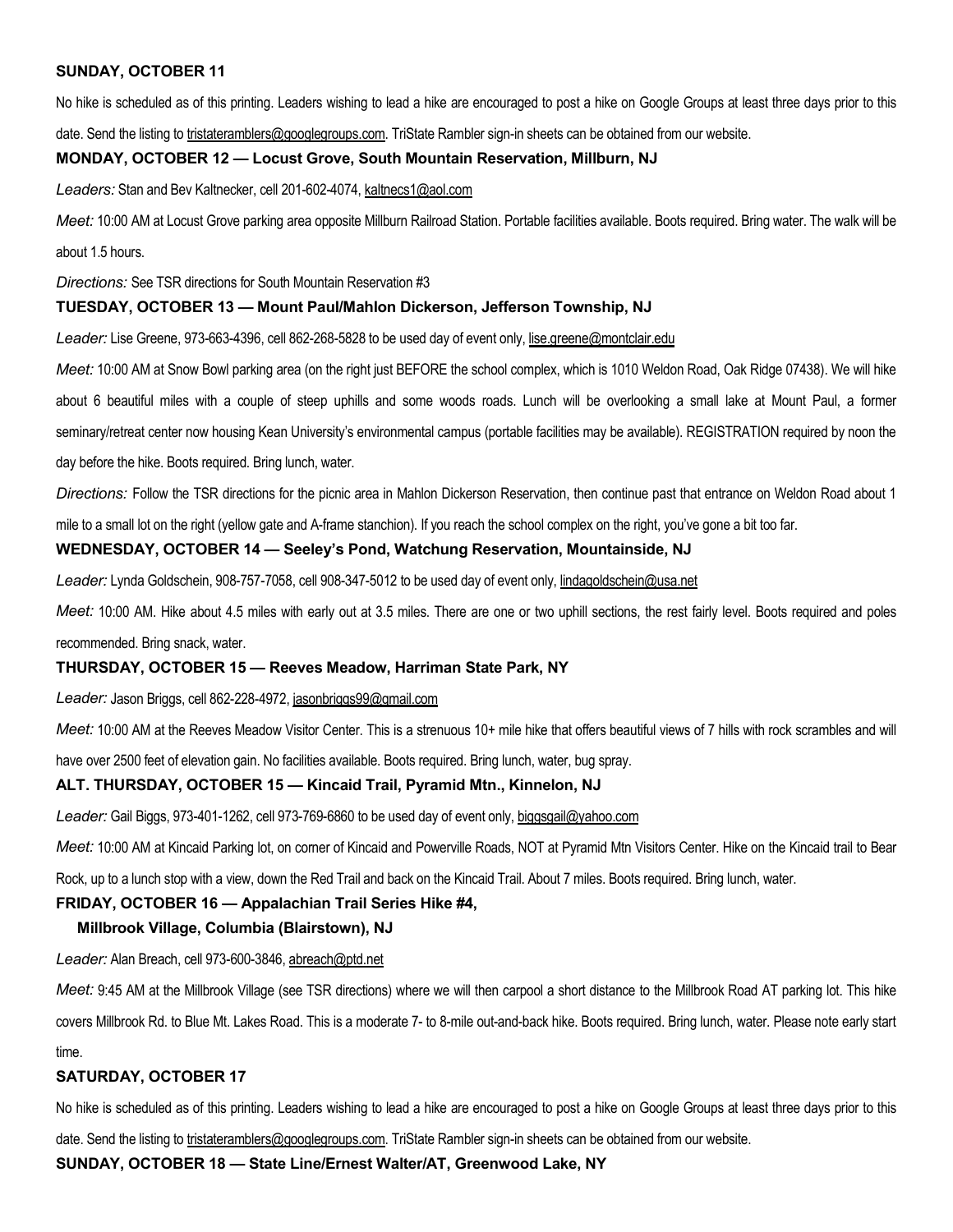**SUNDAY, OCTOBER 11**

No hike is scheduled as of this printing. Leaders wishing to lead a hike are encouraged to post a hike on Google Groups at least three days prior to this date. Send the listing to tristateramblers@googlegroups.com. TriState Rambler sign-in sheets can be obtained from our website.

**MONDAY, OCTOBER 12 — Locust Grove, South Mountain Reservation, Millburn, NJ**

*Leaders:* Stan and Bev Kaltnecker, cell 201-602-4074, kaltnecs1@aol.com

*Meet:* 10:00 AM at Locust Grove parking area opposite Millburn Railroad Station. Portable facilities available. Boots required. Bring water. The walk will be about 1.5 hours.

*Directions:* See TSR directions for South Mountain Reservation #3

**TUESDAY, OCTOBER 13 — Mount Paul/Mahlon Dickerson, Jefferson Township, NJ**

*Leader:* Lise Greene, 973-663-4396, cell 862-268-5828 to be used day of event only, lise.greene@montclair.edu

*Meet:* 10:00 AM at Snow Bowl parking area (on the right just BEFORE the school complex, which is 1010 Weldon Road, Oak Ridge 07438). We will hike about 6 beautiful miles with a couple of steep uphills and some woods roads. Lunch will be overlooking a small lake at Mount Paul, a former seminary/retreat center now housing Kean University's environmental campus (portable facilities may be available). REGISTRATION required by noon the day before the hike. Boots required. Bring lunch, water.

*Directions:* Follow the TSR directions for the picnic area in Mahlon Dickerson Reservation, then continue past that entrance on Weldon Road about 1 mile to a small lot on the right (yellow gate and A-frame stanchion). If you reach the school complex on the right, you've gone a bit too far.

**WEDNESDAY, OCTOBER 14 — Seeley's Pond, Watchung Reservation, Mountainside, NJ**

*Leader:* Lynda Goldschein, 908-757-7058, cell 908-347-5012 to be used day of event only, lindagoldschein@usa.net

*Meet:* 10:00 AM. Hike about 4.5 miles with early out at 3.5 miles. There are one or two uphill sections, the rest fairly level. Boots required and poles recommended. Bring snack, water.

**THURSDAY, OCTOBER 15 — Reeves Meadow, Harriman State Park, NY**

*Leader:* Jason Briggs, cell 862-228-4972, jasonbriggs99@gmail.com

*Meet:* 10:00 AM at the Reeves Meadow Visitor Center. This is a strenuous 10+ mile hike that offers beautiful views of 7 hills with rock scrambles and will have over 2500 feet of elevation gain. No facilities available. Boots required. Bring lunch, water, bug spray.

**ALT. THURSDAY, OCTOBER 15 — Kincaid Trail, Pyramid Mtn., Kinnelon, NJ**

*Leader:* Gail Biggs, 973-401-1262, cell 973-769-6860 to be used day of event only, biggsgail@yahoo.com

*Meet:* 10:00 AM at Kincaid Parking lot, on corner of Kincaid and Powerville Roads, NOT at Pyramid Mtn Visitors Center. Hike on the Kincaid trail to Bear Rock, up to a lunch stop with a view, down the Red Trail and back on the Kincaid Trail. About 7 miles. Boots required. Bring lunch, water.

**FRIDAY, OCTOBER 16 — Appalachian Trail Series Hike #4,
Millbrook Village, Columbia (Blairstown), NJ**

*Leader:* Alan Breach, cell 973-600-3846, abreach@ptd.net

*Meet:* 9:45 AM at the Millbrook Village (see TSR directions) where we will then carpool a short distance to the Millbrook Road AT parking lot. This hike covers Millbrook Rd. to Blue Mt. Lakes Road. This is a moderate 7- to 8-mile out-and-back hike. Boots required. Bring lunch, water. Please note early start time.

**SATURDAY, OCTOBER 17**

No hike is scheduled as of this printing. Leaders wishing to lead a hike are encouraged to post a hike on Google Groups at least three days prior to this date. Send the listing to tristateramblers@googlegroups.com. TriState Rambler sign-in sheets can be obtained from our website.

**SUNDAY, OCTOBER 18 — State Line/Ernest Walter/AT, Greenwood Lake, NY**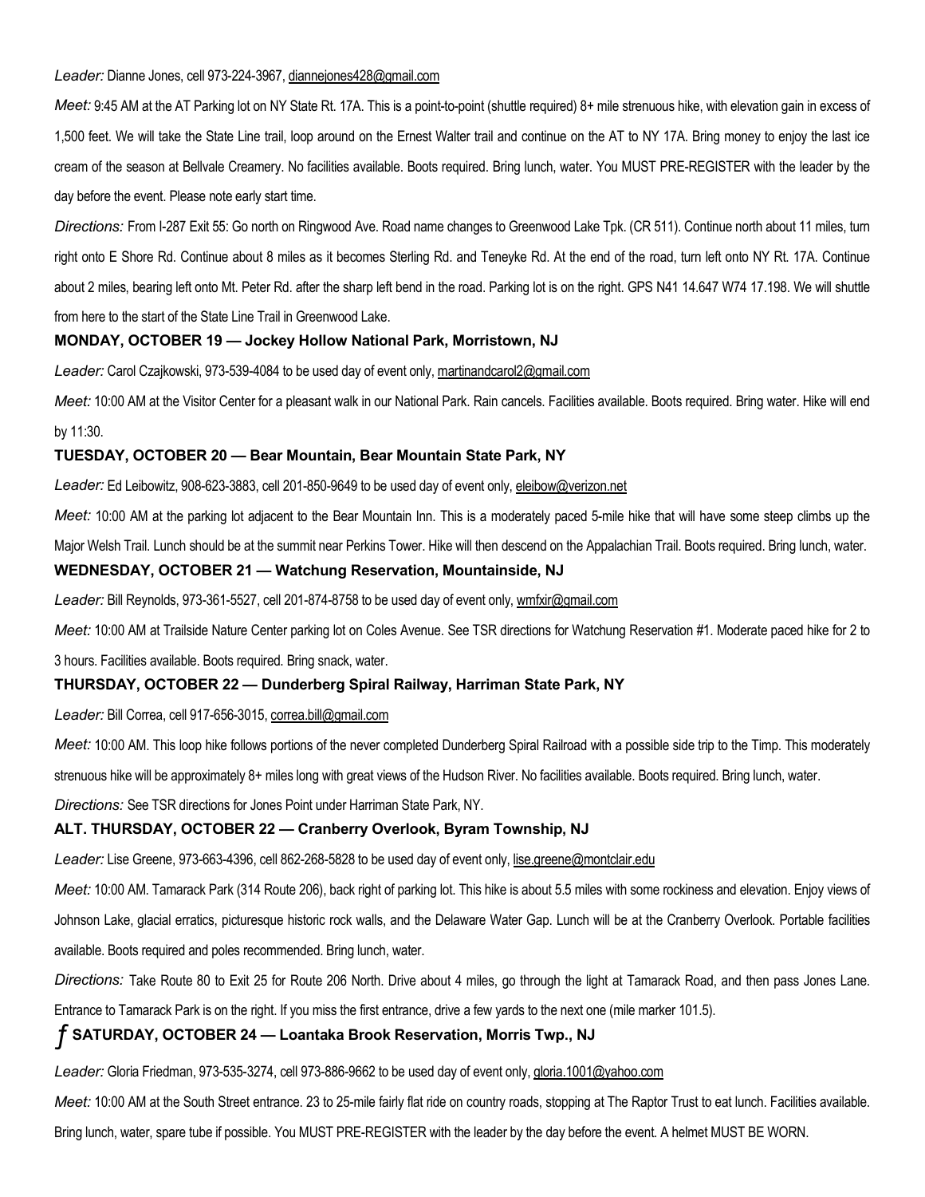*Leader:* Dianne Jones, cell 973-224-3967, diannejones428@gmail.com

*Meet:* 9:45 AM at the AT Parking lot on NY State Rt. 17A. This is a point-to-point (shuttle required) 8+ mile strenuous hike, with elevation gain in excess of 1,500 feet. We will take the State Line trail, loop around on the Ernest Walter trail and continue on the AT to NY 17A. Bring money to enjoy the last ice cream of the season at Bellvale Creamery. No facilities available. Boots required. Bring lunch, water. You MUST PRE-REGISTER with the leader by the day before the event. Please note early start time.

*Directions:* From I-287 Exit 55: Go north on Ringwood Ave. Road name changes to Greenwood Lake Tpk. (CR 511). Continue north about 11 miles, turn right onto E Shore Rd. Continue about 8 miles as it becomes Sterling Rd. and Teneyke Rd. At the end of the road, turn left onto NY Rt. 17A. Continue about 2 miles, bearing left onto Mt. Peter Rd. after the sharp left bend in the road. Parking lot is on the right. GPS N41 14.647 W74 17.198. We will shuttle from here to the start of the State Line Trail in Greenwood Lake.

**MONDAY, OCTOBER 19 — Jockey Hollow National Park, Morristown, NJ**

*Leader:* Carol Czajkowski, 973-539-4084 to be used day of event only, martinandcarol2@gmail.com

*Meet:* 10:00 AM at the Visitor Center for a pleasant walk in our National Park. Rain cancels. Facilities available. Boots required. Bring water. Hike will end by 11:30.

**TUESDAY, OCTOBER 20 — Bear Mountain, Bear Mountain State Park, NY**

*Leader:* Ed Leibowitz, 908-623-3883, cell 201-850-9649 to be used day of event only, eleibow@verizon.net

*Meet:* 10:00 AM at the parking lot adjacent to the Bear Mountain Inn. This is a moderately paced 5-mile hike that will have some steep climbs up the Major Welsh Trail. Lunch should be at the summit near Perkins Tower. Hike will then descend on the Appalachian Trail. Boots required. Bring lunch, water.

**WEDNESDAY, OCTOBER 21 — Watchung Reservation, Mountainside, NJ**

*Leader:* Bill Reynolds, 973-361-5527, cell 201-874-8758 to be used day of event only, wmfxir@gmail.com

*Meet:* 10:00 AM at Trailside Nature Center parking lot on Coles Avenue. See TSR directions for Watchung Reservation #1. Moderate paced hike for 2 to 3 hours. Facilities available. Boots required. Bring snack, water.

**THURSDAY, OCTOBER 22 — Dunderberg Spiral Railway, Harriman State Park, NY**

*Leader:* Bill Correa, cell 917-656-3015, correa.bill@gmail.com

*Meet:* 10:00 AM. This loop hike follows portions of the never completed Dunderberg Spiral Railroad with a possible side trip to the Timp. This moderately strenuous hike will be approximately 8+ miles long with great views of the Hudson River. No facilities available. Boots required. Bring lunch, water.

*Directions:* See TSR directions for Jones Point under Harriman State Park, NY.

**ALT. THURSDAY, OCTOBER 22 — Cranberry Overlook, Byram Township, NJ**

*Leader:* Lise Greene, 973-663-4396, cell 862-268-5828 to be used day of event only, lise.greene@montclair.edu

*Meet:* 10:00 AM. Tamarack Park (314 Route 206), back right of parking lot. This hike is about 5.5 miles with some rockiness and elevation. Enjoy views of Johnson Lake, glacial erratics, picturesque historic rock walls, and the Delaware Water Gap. Lunch will be at the Cranberry Overlook. Portable facilities available. Boots required and poles recommended. Bring lunch, water.

*Directions:* Take Route 80 to Exit 25 for Route 206 North. Drive about 4 miles, go through the light at Tamarack Road, and then pass Jones Lane. Entrance to Tamarack Park is on the right. If you miss the first entrance, drive a few yards to the next one (mile marker 101.5).

**ƒ SATURDAY, OCTOBER 24 — Loantaka Brook Reservation, Morris Twp., NJ**

*Leader:* Gloria Friedman, 973-535-3274, cell 973-886-9662 to be used day of event only, gloria.1001@yahoo.com

*Meet:* 10:00 AM at the South Street entrance. 23 to 25-mile fairly flat ride on country roads, stopping at The Raptor Trust to eat lunch. Facilities available. Bring lunch, water, spare tube if possible. You MUST PRE-REGISTER with the leader by the day before the event. A helmet MUST BE WORN.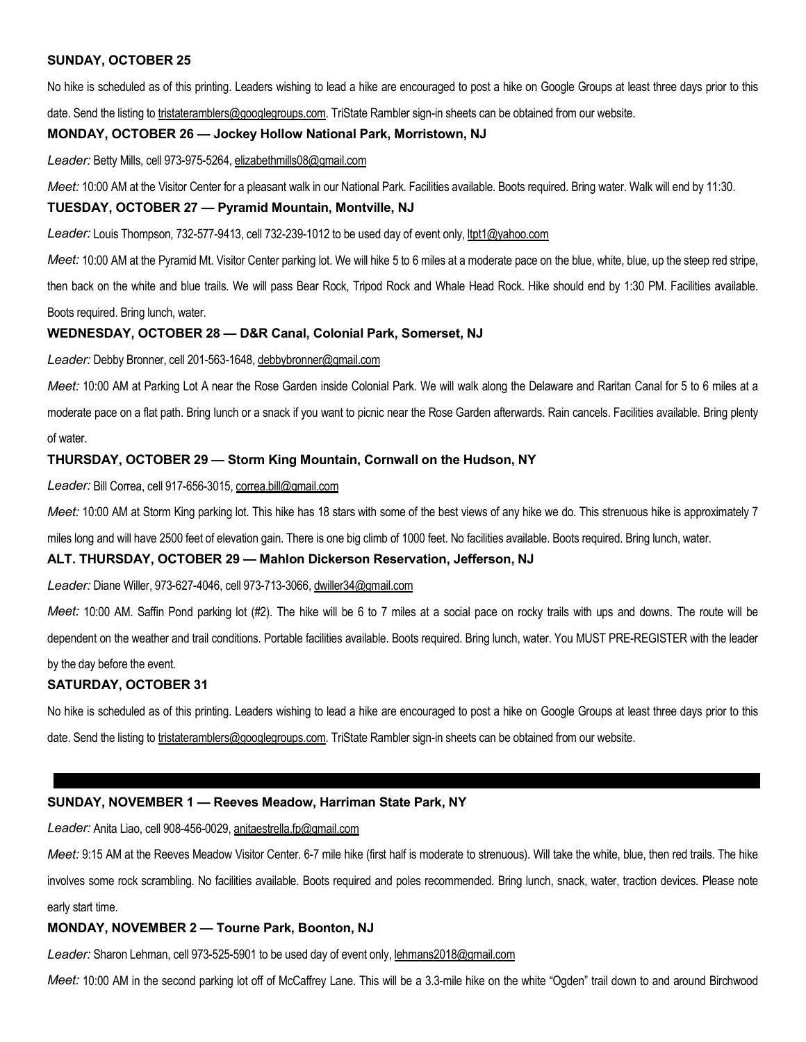**SUNDAY, OCTOBER 25**

No hike is scheduled as of this printing. Leaders wishing to lead a hike are encouraged to post a hike on Google Groups at least three days prior to this date. Send the listing to tristateramblers@googlegroups.com. TriState Rambler sign-in sheets can be obtained from our website.

**MONDAY, OCTOBER 26 — Jockey Hollow National Park, Morristown, NJ**

*Leader:* Betty Mills, cell 973-975-5264, elizabethmills08@gmail.com

*Meet:* 10:00 AM at the Visitor Center for a pleasant walk in our National Park. Facilities available. Boots required. Bring water. Walk will end by 11:30.

**TUESDAY, OCTOBER 27 — Pyramid Mountain, Montville, NJ**

*Leader:* Louis Thompson, 732-577-9413, cell 732-239-1012 to be used day of event only, ltpt1@yahoo.com

*Meet:* 10:00 AM at the Pyramid Mt. Visitor Center parking lot. We will hike 5 to 6 miles at a moderate pace on the blue, white, blue, up the steep red stripe, then back on the white and blue trails. We will pass Bear Rock, Tripod Rock and Whale Head Rock. Hike should end by 1:30 PM. Facilities available. Boots required. Bring lunch, water.

**WEDNESDAY, OCTOBER 28 — D&R Canal, Colonial Park, Somerset, NJ**

*Leader:* Debby Bronner, cell 201-563-1648, debbybronner@gmail.com

*Meet:* 10:00 AM at Parking Lot A near the Rose Garden inside Colonial Park. We will walk along the Delaware and Raritan Canal for 5 to 6 miles at a moderate pace on a flat path. Bring lunch or a snack if you want to picnic near the Rose Garden afterwards. Rain cancels. Facilities available. Bring plenty of water.

**THURSDAY, OCTOBER 29 — Storm King Mountain, Cornwall on the Hudson, NY**

*Leader:* Bill Correa, cell 917-656-3015, correa.bill@gmail.com

*Meet:* 10:00 AM at Storm King parking lot. This hike has 18 stars with some of the best views of any hike we do. This strenuous hike is approximately 7 miles long and will have 2500 feet of elevation gain. There is one big climb of 1000 feet. No facilities available. Boots required. Bring lunch, water.

**ALT. THURSDAY, OCTOBER 29 — Mahlon Dickerson Reservation, Jefferson, NJ**

*Leader:* Diane Willer, 973-627-4046, cell 973-713-3066, dwiller34@gmail.com

*Meet:* 10:00 AM. Saffin Pond parking lot (#2). The hike will be 6 to 7 miles at a social pace on rocky trails with ups and downs. The route will be dependent on the weather and trail conditions. Portable facilities available. Boots required. Bring lunch, water. You MUST PRE-REGISTER with the leader by the day before the event.

**SATURDAY, OCTOBER 31**

No hike is scheduled as of this printing. Leaders wishing to lead a hike are encouraged to post a hike on Google Groups at least three days prior to this date. Send the listing to tristateramblers@googlegroups.com. TriState Rambler sign-in sheets can be obtained from our website.

---

**SUNDAY, NOVEMBER 1 — Reeves Meadow, Harriman State Park, NY**

*Leader:* Anita Liao, cell 908-456-0029, anitaestrella.fp@gmail.com

*Meet:* 9:15 AM at the Reeves Meadow Visitor Center. 6-7 mile hike (first half is moderate to strenuous). Will take the white, blue, then red trails. The hike involves some rock scrambling. No facilities available. Boots required and poles recommended. Bring lunch, snack, water, traction devices. Please note early start time.

**MONDAY, NOVEMBER 2 — Tourne Park, Boonton, NJ**

*Leader:* Sharon Lehman, cell 973-525-5901 to be used day of event only, lehmans2018@gmail.com

*Meet:* 10:00 AM in the second parking lot off of McCaffrey Lane. This will be a 3.3-mile hike on the white "Ogden" trail down to and around Birchwood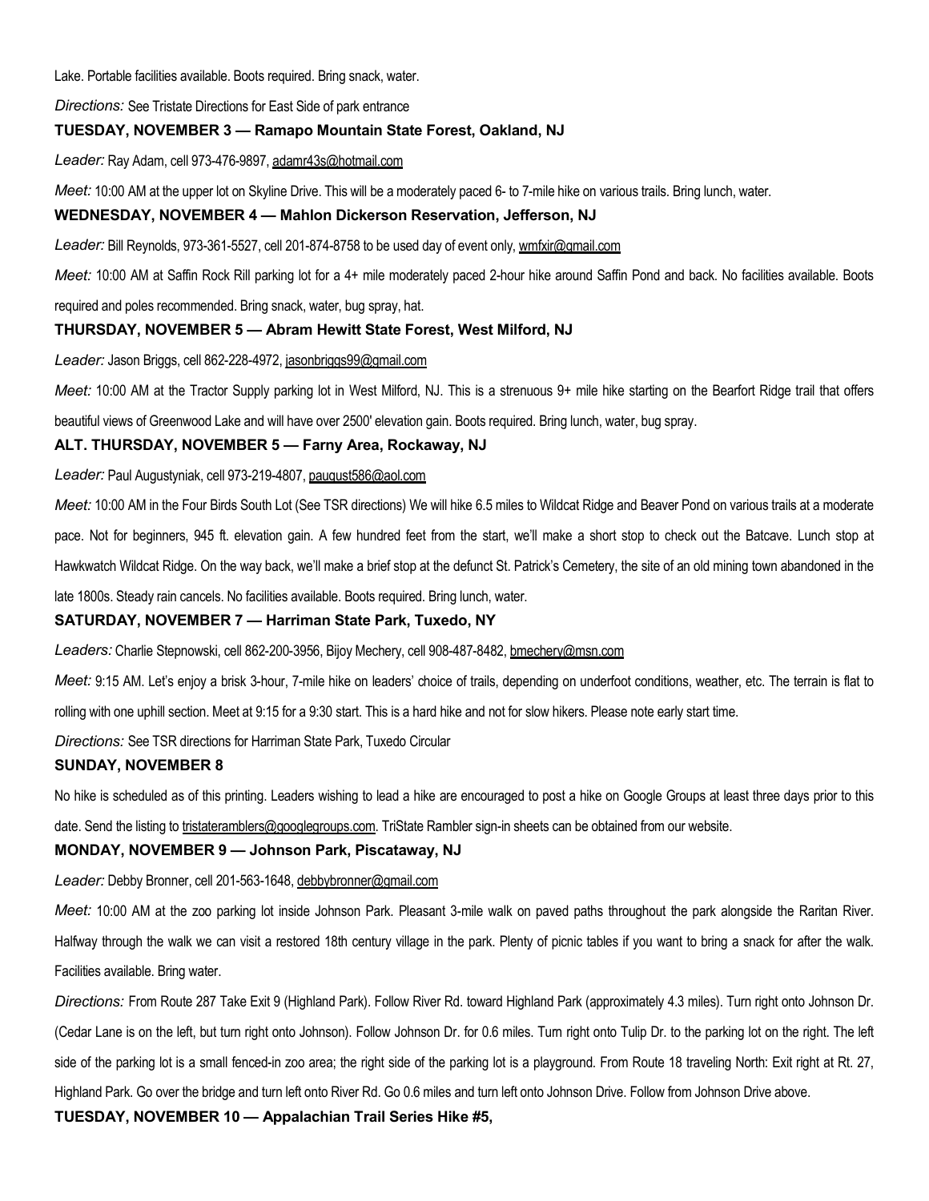Lake. Portable facilities available. Boots required. Bring snack, water.

*Directions:* See Tristate Directions for East Side of park entrance

**TUESDAY, NOVEMBER 3 — Ramapo Mountain State Forest, Oakland, NJ**

*Leader:* Ray Adam, cell 973-476-9897, adamr43s@hotmail.com

*Meet:* 10:00 AM at the upper lot on Skyline Drive. This will be a moderately paced 6- to 7-mile hike on various trails. Bring lunch, water.

**WEDNESDAY, NOVEMBER 4 — Mahlon Dickerson Reservation, Jefferson, NJ**

*Leader:* Bill Reynolds, 973-361-5527, cell 201-874-8758 to be used day of event only, wmfxir@gmail.com

*Meet:* 10:00 AM at Saffin Rock Rill parking lot for a 4+ mile moderately paced 2-hour hike around Saffin Pond and back. No facilities available. Boots required and poles recommended. Bring snack, water, bug spray, hat.

**THURSDAY, NOVEMBER 5 — Abram Hewitt State Forest, West Milford, NJ**

*Leader:* Jason Briggs, cell 862-228-4972, jasonbriggs99@gmail.com

*Meet:* 10:00 AM at the Tractor Supply parking lot in West Milford, NJ. This is a strenuous 9+ mile hike starting on the Bearfort Ridge trail that offers beautiful views of Greenwood Lake and will have over 2500' elevation gain. Boots required. Bring lunch, water, bug spray.

**ALT. THURSDAY, NOVEMBER 5 — Farny Area, Rockaway, NJ**

*Leader:* Paul Augustyniak, cell 973-219-4807, paugust586@aol.com

*Meet:* 10:00 AM in the Four Birds South Lot (See TSR directions) We will hike 6.5 miles to Wildcat Ridge and Beaver Pond on various trails at a moderate pace. Not for beginners, 945 ft. elevation gain. A few hundred feet from the start, we'll make a short stop to check out the Batcave. Lunch stop at Hawkwatch Wildcat Ridge. On the way back, we'll make a brief stop at the defunct St. Patrick's Cemetery, the site of an old mining town abandoned in the late 1800s. Steady rain cancels. No facilities available. Boots required. Bring lunch, water.

**SATURDAY, NOVEMBER 7 — Harriman State Park, Tuxedo, NY**

*Leaders:* Charlie Stepnowski, cell 862-200-3956, Bijoy Mechery, cell 908-487-8482, bmechery@msn.com

*Meet:* 9:15 AM. Let's enjoy a brisk 3-hour, 7-mile hike on leaders' choice of trails, depending on underfoot conditions, weather, etc. The terrain is flat to rolling with one uphill section. Meet at 9:15 for a 9:30 start. This is a hard hike and not for slow hikers. Please note early start time.

*Directions:* See TSR directions for Harriman State Park, Tuxedo Circular

**SUNDAY, NOVEMBER 8**

No hike is scheduled as of this printing. Leaders wishing to lead a hike are encouraged to post a hike on Google Groups at least three days prior to this date. Send the listing to tristateramblers@googlegroups.com. TriState Rambler sign-in sheets can be obtained from our website.

**MONDAY, NOVEMBER 9 — Johnson Park, Piscataway, NJ**

*Leader:* Debby Bronner, cell 201-563-1648, debbybronner@gmail.com

*Meet:* 10:00 AM at the zoo parking lot inside Johnson Park. Pleasant 3-mile walk on paved paths throughout the park alongside the Raritan River. Halfway through the walk we can visit a restored 18th century village in the park. Plenty of picnic tables if you want to bring a snack for after the walk. Facilities available. Bring water.

*Directions:* From Route 287 Take Exit 9 (Highland Park). Follow River Rd. toward Highland Park (approximately 4.3 miles). Turn right onto Johnson Dr. (Cedar Lane is on the left, but turn right onto Johnson). Follow Johnson Dr. for 0.6 miles. Turn right onto Tulip Dr. to the parking lot on the right. The left side of the parking lot is a small fenced-in zoo area; the right side of the parking lot is a playground. From Route 18 traveling North: Exit right at Rt. 27, Highland Park. Go over the bridge and turn left onto River Rd. Go 0.6 miles and turn left onto Johnson Drive. Follow from Johnson Drive above.

**TUESDAY, NOVEMBER 10 — Appalachian Trail Series Hike #5,**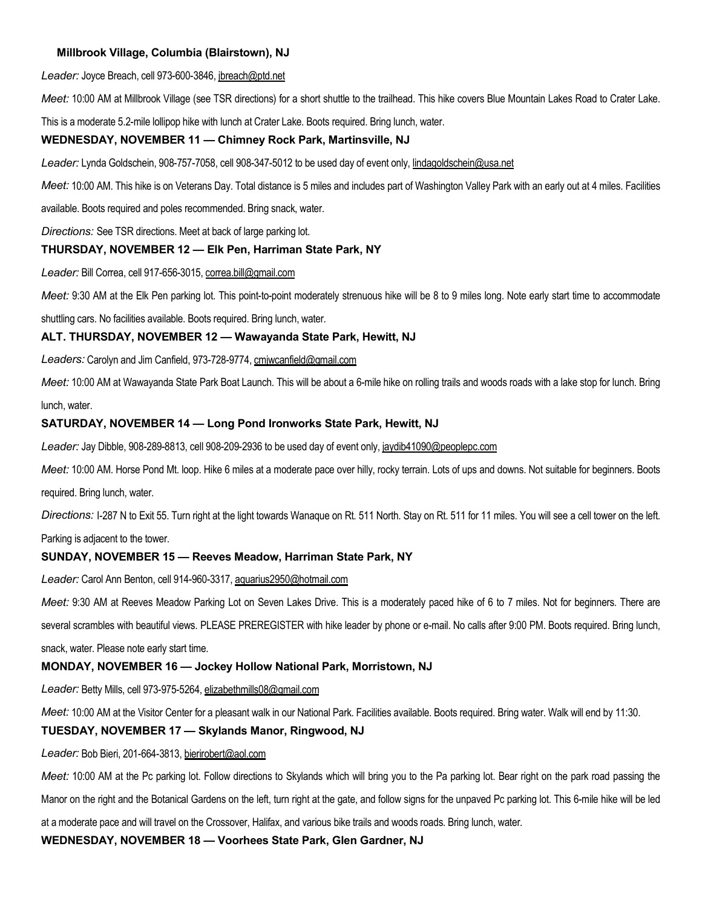**Millbrook Village, Columbia (Blairstown), NJ**

*Leader:* Joyce Breach, cell 973-600-3846, jbreach@ptd.net

*Meet:* 10:00 AM at Millbrook Village (see TSR directions) for a short shuttle to the trailhead. This hike covers Blue Mountain Lakes Road to Crater Lake. This is a moderate 5.2-mile lollipop hike with lunch at Crater Lake. Boots required. Bring lunch, water.

**WEDNESDAY, NOVEMBER 11 — Chimney Rock Park, Martinsville, NJ**

*Leader:* Lynda Goldschein, 908-757-7058, cell 908-347-5012 to be used day of event only, lindagoldschein@usa.net

*Meet:* 10:00 AM. This hike is on Veterans Day. Total distance is 5 miles and includes part of Washington Valley Park with an early out at 4 miles. Facilities available. Boots required and poles recommended. Bring snack, water.

*Directions:* See TSR directions. Meet at back of large parking lot.

**THURSDAY, NOVEMBER 12 — Elk Pen, Harriman State Park, NY**

*Leader:* Bill Correa, cell 917-656-3015, correa.bill@gmail.com

*Meet:* 9:30 AM at the Elk Pen parking lot. This point-to-point moderately strenuous hike will be 8 to 9 miles long. Note early start time to accommodate shuttling cars. No facilities available. Boots required. Bring lunch, water.

**ALT. THURSDAY, NOVEMBER 12 — Wawayanda State Park, Hewitt, NJ**

*Leaders:* Carolyn and Jim Canfield, 973-728-9774, cmjwcanfield@gmail.com

*Meet:* 10:00 AM at Wawayanda State Park Boat Launch. This will be about a 6-mile hike on rolling trails and woods roads with a lake stop for lunch. Bring lunch, water.

**SATURDAY, NOVEMBER 14 — Long Pond Ironworks State Park, Hewitt, NJ**

*Leader:* Jay Dibble, 908-289-8813, cell 908-209-2936 to be used day of event only, jaydib41090@peoplepc.com

*Meet:* 10:00 AM. Horse Pond Mt. loop. Hike 6 miles at a moderate pace over hilly, rocky terrain. Lots of ups and downs. Not suitable for beginners. Boots required. Bring lunch, water.

*Directions:* I-287 N to Exit 55. Turn right at the light towards Wanaque on Rt. 511 North. Stay on Rt. 511 for 11 miles. You will see a cell tower on the left. Parking is adjacent to the tower.

**SUNDAY, NOVEMBER 15 — Reeves Meadow, Harriman State Park, NY**

*Leader:* Carol Ann Benton, cell 914-960-3317, aquarius2950@hotmail.com

*Meet:* 9:30 AM at Reeves Meadow Parking Lot on Seven Lakes Drive. This is a moderately paced hike of 6 to 7 miles. Not for beginners. There are several scrambles with beautiful views. PLEASE PREREGISTER with hike leader by phone or e-mail. No calls after 9:00 PM. Boots required. Bring lunch, snack, water. Please note early start time.

**MONDAY, NOVEMBER 16 — Jockey Hollow National Park, Morristown, NJ**

*Leader:* Betty Mills, cell 973-975-5264, elizabethmills08@gmail.com

*Meet:* 10:00 AM at the Visitor Center for a pleasant walk in our National Park. Facilities available. Boots required. Bring water. Walk will end by 11:30.

**TUESDAY, NOVEMBER 17 — Skylands Manor, Ringwood, NJ**

*Leader:* Bob Bieri, 201-664-3813, bierirobert@aol.com

*Meet:* 10:00 AM at the Pc parking lot. Follow directions to Skylands which will bring you to the Pa parking lot. Bear right on the park road passing the Manor on the right and the Botanical Gardens on the left, turn right at the gate, and follow signs for the unpaved Pc parking lot. This 6-mile hike will be led at a moderate pace and will travel on the Crossover, Halifax, and various bike trails and woods roads. Bring lunch, water.

**WEDNESDAY, NOVEMBER 18 — Voorhees State Park, Glen Gardner, NJ**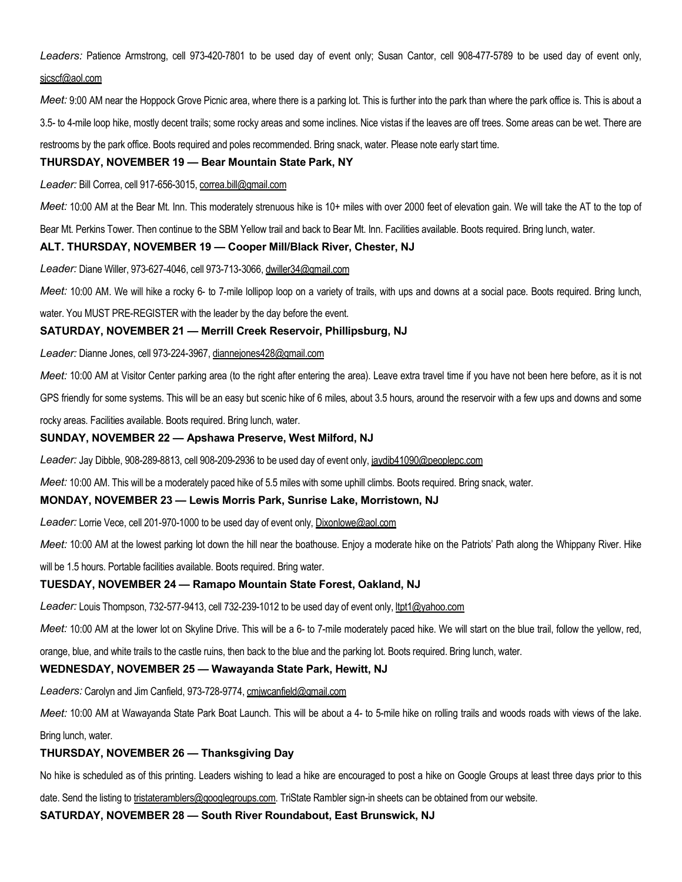*Leaders:* Patience Armstrong, cell 973-420-7801 to be used day of event only; Susan Cantor, cell 908-477-5789 to be used day of event only, sjcscf@aol.com

*Meet:* 9:00 AM near the Hoppock Grove Picnic area, where there is a parking lot. This is further into the park than where the park office is. This is about a 3.5- to 4-mile loop hike, mostly decent trails; some rocky areas and some inclines. Nice vistas if the leaves are off trees. Some areas can be wet. There are restrooms by the park office. Boots required and poles recommended. Bring snack, water. Please note early start time.

**THURSDAY, NOVEMBER 19 — Bear Mountain State Park, NY**

*Leader:* Bill Correa, cell 917-656-3015, correa.bill@gmail.com

*Meet:* 10:00 AM at the Bear Mt. Inn. This moderately strenuous hike is 10+ miles with over 2000 feet of elevation gain. We will take the AT to the top of Bear Mt. Perkins Tower. Then continue to the SBM Yellow trail and back to Bear Mt. Inn. Facilities available. Boots required. Bring lunch, water.

**ALT. THURSDAY, NOVEMBER 19 — Cooper Mill/Black River, Chester, NJ**

*Leader:* Diane Willer, 973-627-4046, cell 973-713-3066, dwiller34@gmail.com

*Meet:* 10:00 AM. We will hike a rocky 6- to 7-mile lollipop loop on a variety of trails, with ups and downs at a social pace. Boots required. Bring lunch, water. You MUST PRE-REGISTER with the leader by the day before the event.

**SATURDAY, NOVEMBER 21 — Merrill Creek Reservoir, Phillipsburg, NJ**

*Leader:* Dianne Jones, cell 973-224-3967, diannejones428@gmail.com

*Meet:* 10:00 AM at Visitor Center parking area (to the right after entering the area). Leave extra travel time if you have not been here before, as it is not GPS friendly for some systems. This will be an easy but scenic hike of 6 miles, about 3.5 hours, around the reservoir with a few ups and downs and some rocky areas. Facilities available. Boots required. Bring lunch, water.

**SUNDAY, NOVEMBER 22 — Apshawa Preserve, West Milford, NJ**

*Leader:* Jay Dibble, 908-289-8813, cell 908-209-2936 to be used day of event only, jaydib41090@peoplepc.com

*Meet:* 10:00 AM. This will be a moderately paced hike of 5.5 miles with some uphill climbs. Boots required. Bring snack, water.

**MONDAY, NOVEMBER 23 — Lewis Morris Park, Sunrise Lake, Morristown, NJ**

*Leader:* Lorrie Vece, cell 201-970-1000 to be used day of event only, Dixonlowe@aol.com

*Meet:* 10:00 AM at the lowest parking lot down the hill near the boathouse. Enjoy a moderate hike on the Patriots' Path along the Whippany River. Hike will be 1.5 hours. Portable facilities available. Boots required. Bring water.

**TUESDAY, NOVEMBER 24 — Ramapo Mountain State Forest, Oakland, NJ**

*Leader:* Louis Thompson, 732-577-9413, cell 732-239-1012 to be used day of event only, ltpt1@yahoo.com

*Meet:* 10:00 AM at the lower lot on Skyline Drive. This will be a 6- to 7-mile moderately paced hike. We will start on the blue trail, follow the yellow, red, orange, blue, and white trails to the castle ruins, then back to the blue and the parking lot. Boots required. Bring lunch, water.

**WEDNESDAY, NOVEMBER 25 — Wawayanda State Park, Hewitt, NJ**

*Leaders:* Carolyn and Jim Canfield, 973-728-9774, cmjwcanfield@gmail.com

*Meet:* 10:00 AM at Wawayanda State Park Boat Launch. This will be about a 4- to 5-mile hike on rolling trails and woods roads with views of the lake. Bring lunch, water.

**THURSDAY, NOVEMBER 26 — Thanksgiving Day**

No hike is scheduled as of this printing. Leaders wishing to lead a hike are encouraged to post a hike on Google Groups at least three days prior to this date. Send the listing to tristateramblers@googlegroups.com. TriState Rambler sign-in sheets can be obtained from our website.

**SATURDAY, NOVEMBER 28 — South River Roundabout, East Brunswick, NJ**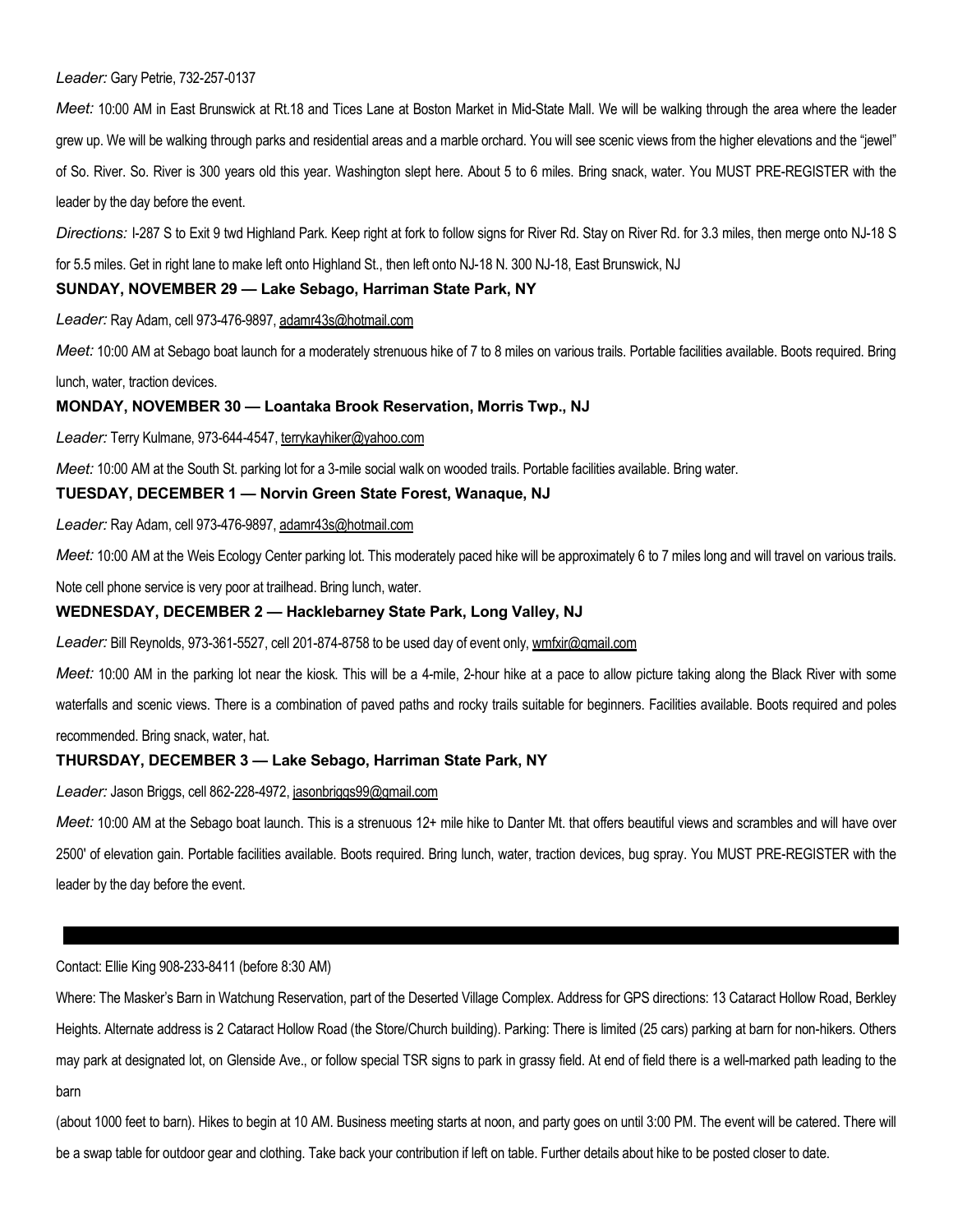*Leader:* Gary Petrie, 732-257-0137

*Meet:* 10:00 AM in East Brunswick at Rt.18 and Tices Lane at Boston Market in Mid-State Mall. We will be walking through the area where the leader grew up. We will be walking through parks and residential areas and a marble orchard. You will see scenic views from the higher elevations and the "jewel" of So. River. So. River is 300 years old this year. Washington slept here. About 5 to 6 miles. Bring snack, water. You MUST PRE-REGISTER with the leader by the day before the event.

*Directions:* I-287 S to Exit 9 twd Highland Park. Keep right at fork to follow signs for River Rd. Stay on River Rd. for 3.3 miles, then merge onto NJ-18 S for 5.5 miles. Get in right lane to make left onto Highland St., then left onto NJ-18 N. 300 NJ-18, East Brunswick, NJ

**SUNDAY, NOVEMBER 29 — Lake Sebago, Harriman State Park, NY**

*Leader:* Ray Adam, cell 973-476-9897, adamr43s@hotmail.com

*Meet:* 10:00 AM at Sebago boat launch for a moderately strenuous hike of 7 to 8 miles on various trails. Portable facilities available. Boots required. Bring lunch, water, traction devices.

**MONDAY, NOVEMBER 30 — Loantaka Brook Reservation, Morris Twp., NJ**

*Leader:* Terry Kulmane, 973-644-4547, terrykayhiker@yahoo.com

*Meet:* 10:00 AM at the South St. parking lot for a 3-mile social walk on wooded trails. Portable facilities available. Bring water.

**TUESDAY, DECEMBER 1 — Norvin Green State Forest, Wanaque, NJ**

*Leader:* Ray Adam, cell 973-476-9897, adamr43s@hotmail.com

*Meet:* 10:00 AM at the Weis Ecology Center parking lot. This moderately paced hike will be approximately 6 to 7 miles long and will travel on various trails. Note cell phone service is very poor at trailhead. Bring lunch, water.

**WEDNESDAY, DECEMBER 2 — Hacklebarney State Park, Long Valley, NJ**

*Leader:* Bill Reynolds, 973-361-5527, cell 201-874-8758 to be used day of event only, wmfxir@gmail.com

*Meet:* 10:00 AM in the parking lot near the kiosk. This will be a 4-mile, 2-hour hike at a pace to allow picture taking along the Black River with some waterfalls and scenic views. There is a combination of paved paths and rocky trails suitable for beginners. Facilities available. Boots required and poles recommended. Bring snack, water, hat.

**THURSDAY, DECEMBER 3 — Lake Sebago, Harriman State Park, NY**

*Leader:* Jason Briggs, cell 862-228-4972, jasonbriggs99@gmail.com

*Meet:* 10:00 AM at the Sebago boat launch. This is a strenuous 12+ mile hike to Danter Mt. that offers beautiful views and scrambles and will have over 2500' of elevation gain. Portable facilities available. Boots required. Bring lunch, water, traction devices, bug spray. You MUST PRE-REGISTER with the leader by the day before the event.

---

Contact: Ellie King 908-233-8411 (before 8:30 AM)

Where: The Masker's Barn in Watchung Reservation, part of the Deserted Village Complex. Address for GPS directions: 13 Cataract Hollow Road, Berkley Heights. Alternate address is 2 Cataract Hollow Road (the Store/Church building). Parking: There is limited (25 cars) parking at barn for non-hikers. Others may park at designated lot, on Glenside Ave., or follow special TSR signs to park in grassy field. At end of field there is a well-marked path leading to the barn

(about 1000 feet to barn). Hikes to begin at 10 AM. Business meeting starts at noon, and party goes on until 3:00 PM. The event will be catered. There will be a swap table for outdoor gear and clothing. Take back your contribution if left on table. Further details about hike to be posted closer to date.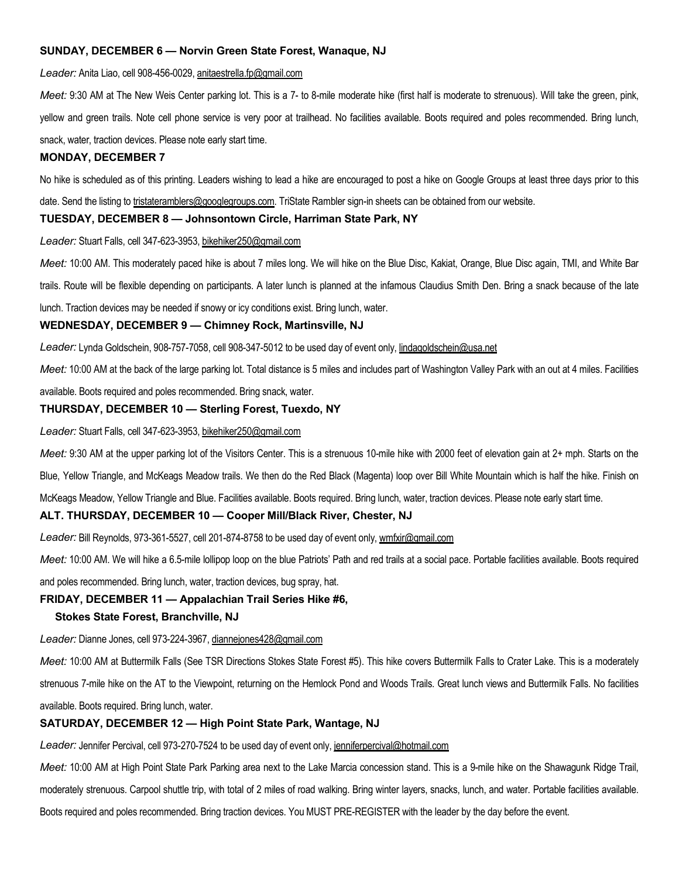**SUNDAY, DECEMBER 6 — Norvin Green State Forest, Wanaque, NJ**

*Leader:* Anita Liao, cell 908-456-0029, anitaestrella.fp@gmail.com

*Meet:* 9:30 AM at The New Weis Center parking lot. This is a 7- to 8-mile moderate hike (first half is moderate to strenuous). Will take the green, pink, yellow and green trails. Note cell phone service is very poor at trailhead. No facilities available. Boots required and poles recommended. Bring lunch, snack, water, traction devices. Please note early start time.

**MONDAY, DECEMBER 7**

No hike is scheduled as of this printing. Leaders wishing to lead a hike are encouraged to post a hike on Google Groups at least three days prior to this date. Send the listing to tristateramblers@googlegroups.com. TriState Rambler sign-in sheets can be obtained from our website.

**TUESDAY, DECEMBER 8 — Johnsontown Circle, Harriman State Park, NY**

*Leader:* Stuart Falls, cell 347-623-3953, bikehiker250@gmail.com

*Meet:* 10:00 AM. This moderately paced hike is about 7 miles long. We will hike on the Blue Disc, Kakiat, Orange, Blue Disc again, TMI, and White Bar trails. Route will be flexible depending on participants. A later lunch is planned at the infamous Claudius Smith Den. Bring a snack because of the late lunch. Traction devices may be needed if snowy or icy conditions exist. Bring lunch, water.

**WEDNESDAY, DECEMBER 9 — Chimney Rock, Martinsville, NJ**

*Leader:* Lynda Goldschein, 908-757-7058, cell 908-347-5012 to be used day of event only, lindagoldschein@usa.net

*Meet:* 10:00 AM at the back of the large parking lot. Total distance is 5 miles and includes part of Washington Valley Park with an out at 4 miles. Facilities available. Boots required and poles recommended. Bring snack, water.

**THURSDAY, DECEMBER 10 — Sterling Forest, Tuexdo, NY**

*Leader:* Stuart Falls, cell 347-623-3953, bikehiker250@gmail.com

*Meet:* 9:30 AM at the upper parking lot of the Visitors Center. This is a strenuous 10-mile hike with 2000 feet of elevation gain at 2+ mph. Starts on the Blue, Yellow Triangle, and McKeags Meadow trails. We then do the Red Black (Magenta) loop over Bill White Mountain which is half the hike. Finish on McKeags Meadow, Yellow Triangle and Blue. Facilities available. Boots required. Bring lunch, water, traction devices. Please note early start time.

**ALT. THURSDAY, DECEMBER 10 — Cooper Mill/Black River, Chester, NJ**

*Leader:* Bill Reynolds, 973-361-5527, cell 201-874-8758 to be used day of event only, wmfxir@gmail.com

*Meet:* 10:00 AM. We will hike a 6.5-mile lollipop loop on the blue Patriots' Path and red trails at a social pace. Portable facilities available. Boots required and poles recommended. Bring lunch, water, traction devices, bug spray, hat.

**FRIDAY, DECEMBER 11 — Appalachian Trail Series Hike #6, Stokes State Forest, Branchville, NJ**

*Leader:* Dianne Jones, cell 973-224-3967, diannejones428@gmail.com

*Meet:* 10:00 AM at Buttermilk Falls (See TSR Directions Stokes State Forest #5). This hike covers Buttermilk Falls to Crater Lake. This is a moderately strenuous 7-mile hike on the AT to the Viewpoint, returning on the Hemlock Pond and Woods Trails. Great lunch views and Buttermilk Falls. No facilities available. Boots required. Bring lunch, water.

**SATURDAY, DECEMBER 12 — High Point State Park, Wantage, NJ**

*Leader:* Jennifer Percival, cell 973-270-7524 to be used day of event only, jenniferpercival@hotmail.com

*Meet:* 10:00 AM at High Point State Park Parking area next to the Lake Marcia concession stand. This is a 9-mile hike on the Shawagunk Ridge Trail, moderately strenuous. Carpool shuttle trip, with total of 2 miles of road walking. Bring winter layers, snacks, lunch, and water. Portable facilities available. Boots required and poles recommended. Bring traction devices. You MUST PRE-REGISTER with the leader by the day before the event.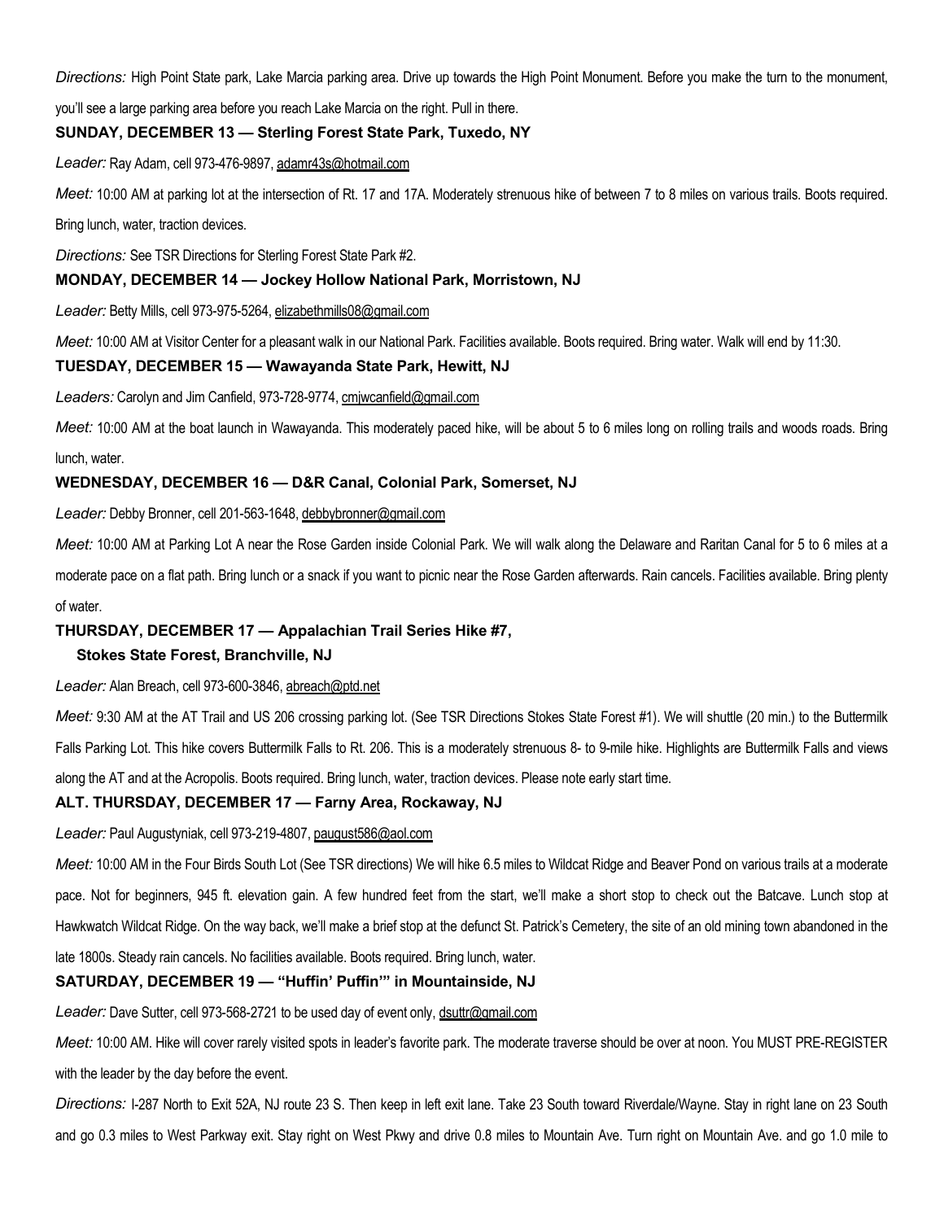*Directions:* High Point State park, Lake Marcia parking area. Drive up towards the High Point Monument. Before you make the turn to the monument, you'll see a large parking area before you reach Lake Marcia on the right. Pull in there.

**SUNDAY, DECEMBER 13 — Sterling Forest State Park, Tuxedo, NY**

*Leader:* Ray Adam, cell 973-476-9897, adamr43s@hotmail.com

*Meet:* 10:00 AM at parking lot at the intersection of Rt. 17 and 17A. Moderately strenuous hike of between 7 to 8 miles on various trails. Boots required. Bring lunch, water, traction devices.

*Directions:* See TSR Directions for Sterling Forest State Park #2.

**MONDAY, DECEMBER 14 — Jockey Hollow National Park, Morristown, NJ**

*Leader:* Betty Mills, cell 973-975-5264, elizabethmills08@gmail.com

*Meet:* 10:00 AM at Visitor Center for a pleasant walk in our National Park. Facilities available. Boots required. Bring water. Walk will end by 11:30.

**TUESDAY, DECEMBER 15 — Wawayanda State Park, Hewitt, NJ**

*Leaders:* Carolyn and Jim Canfield, 973-728-9774, cmjwcanfield@gmail.com

*Meet:* 10:00 AM at the boat launch in Wawayanda. This moderately paced hike, will be about 5 to 6 miles long on rolling trails and woods roads. Bring lunch, water.

**WEDNESDAY, DECEMBER 16 — D&R Canal, Colonial Park, Somerset, NJ**

*Leader:* Debby Bronner, cell 201-563-1648, debbybronner@gmail.com

*Meet:* 10:00 AM at Parking Lot A near the Rose Garden inside Colonial Park. We will walk along the Delaware and Raritan Canal for 5 to 6 miles at a moderate pace on a flat path. Bring lunch or a snack if you want to picnic near the Rose Garden afterwards. Rain cancels. Facilities available. Bring plenty of water.

**THURSDAY, DECEMBER 17 — Appalachian Trail Series Hike #7,
Stokes State Forest, Branchville, NJ**

*Leader:* Alan Breach, cell 973-600-3846, abreach@ptd.net

*Meet:* 9:30 AM at the AT Trail and US 206 crossing parking lot. (See TSR Directions Stokes State Forest #1). We will shuttle (20 min.) to the Buttermilk Falls Parking Lot. This hike covers Buttermilk Falls to Rt. 206. This is a moderately strenuous 8- to 9-mile hike. Highlights are Buttermilk Falls and views along the AT and at the Acropolis. Boots required. Bring lunch, water, traction devices. Please note early start time.

**ALT. THURSDAY, DECEMBER 17 — Farny Area, Rockaway, NJ**

*Leader:* Paul Augustyniak, cell 973-219-4807, paugust586@aol.com

*Meet:* 10:00 AM in the Four Birds South Lot (See TSR directions) We will hike 6.5 miles to Wildcat Ridge and Beaver Pond on various trails at a moderate pace. Not for beginners, 945 ft. elevation gain. A few hundred feet from the start, we'll make a short stop to check out the Batcave. Lunch stop at Hawkwatch Wildcat Ridge. On the way back, we'll make a brief stop at the defunct St. Patrick's Cemetery, the site of an old mining town abandoned in the late 1800s. Steady rain cancels. No facilities available. Boots required. Bring lunch, water.

**SATURDAY, DECEMBER 19 — "Huffin' Puffin'" in Mountainside, NJ**

*Leader:* Dave Sutter, cell 973-568-2721 to be used day of event only, dsuttr@gmail.com

*Meet:* 10:00 AM. Hike will cover rarely visited spots in leader's favorite park. The moderate traverse should be over at noon. You MUST PRE-REGISTER with the leader by the day before the event.

*Directions:* I-287 North to Exit 52A, NJ route 23 S. Then keep in left exit lane. Take 23 South toward Riverdale/Wayne. Stay in right lane on 23 South and go 0.3 miles to West Parkway exit. Stay right on West Pkwy and drive 0.8 miles to Mountain Ave. Turn right on Mountain Ave. and go 1.0 mile to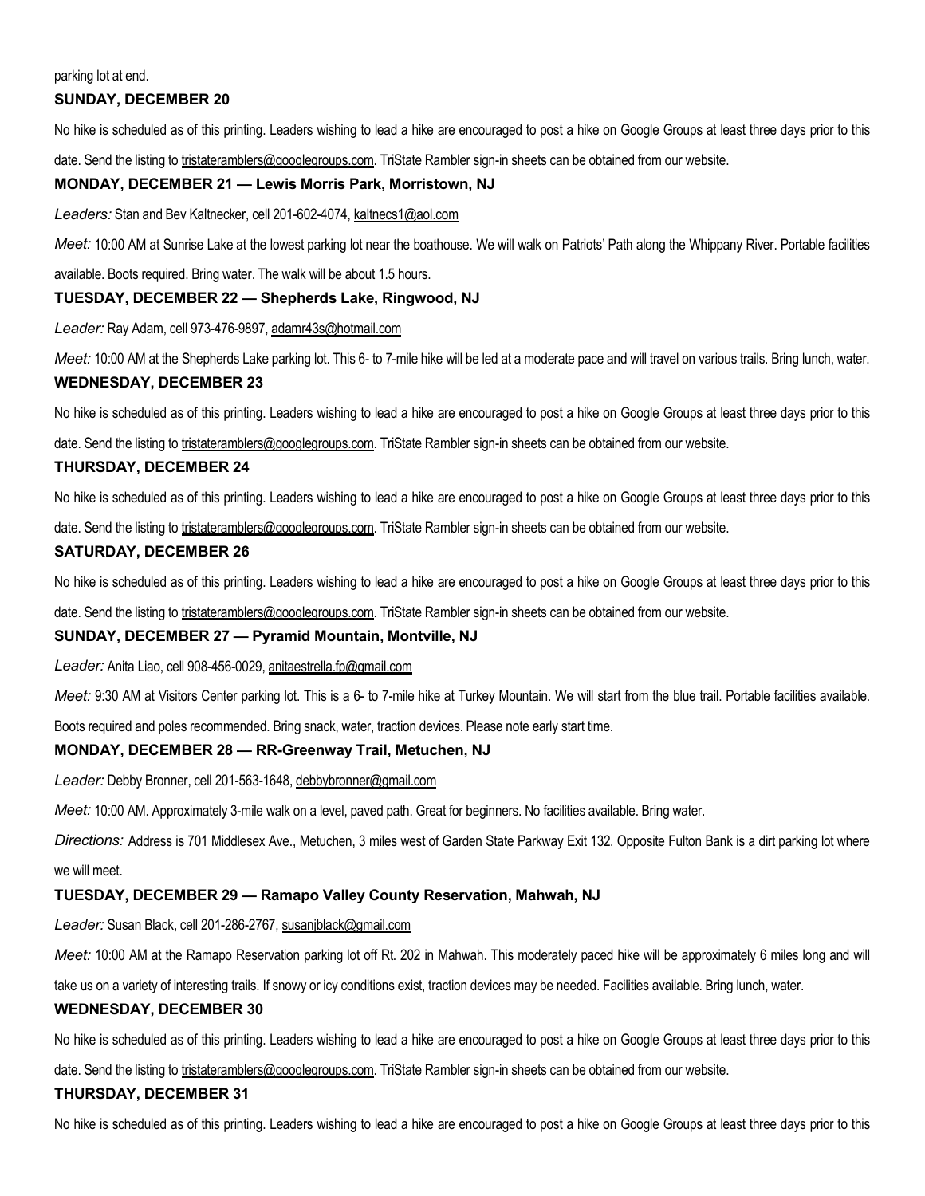parking lot at end.

### SUNDAY, DECEMBER 20

No hike is scheduled as of this printing. Leaders wishing to lead a hike are encouraged to post a hike on Google Groups at least three days prior to this date. Send the listing to tristateramblers@googlegroups.com. TriState Rambler sign-in sheets can be obtained from our website.

### MONDAY, DECEMBER 21 — Lewis Morris Park, Morristown, NJ

*Leaders:* Stan and Bev Kaltnecker, cell 201-602-4074, kaltnecs1@aol.com

*Meet:* 10:00 AM at Sunrise Lake at the lowest parking lot near the boathouse. We will walk on Patriots' Path along the Whippany River. Portable facilities available. Boots required. Bring water. The walk will be about 1.5 hours.

### TUESDAY, DECEMBER 22 — Shepherds Lake, Ringwood, NJ

*Leader:* Ray Adam, cell 973-476-9897, adamr43s@hotmail.com

*Meet:* 10:00 AM at the Shepherds Lake parking lot. This 6- to 7-mile hike will be led at a moderate pace and will travel on various trails. Bring lunch, water.

### WEDNESDAY, DECEMBER 23

No hike is scheduled as of this printing. Leaders wishing to lead a hike are encouraged to post a hike on Google Groups at least three days prior to this date. Send the listing to tristateramblers@googlegroups.com. TriState Rambler sign-in sheets can be obtained from our website.

### THURSDAY, DECEMBER 24

No hike is scheduled as of this printing. Leaders wishing to lead a hike are encouraged to post a hike on Google Groups at least three days prior to this date. Send the listing to tristateramblers@googlegroups.com. TriState Rambler sign-in sheets can be obtained from our website.

### SATURDAY, DECEMBER 26

No hike is scheduled as of this printing. Leaders wishing to lead a hike are encouraged to post a hike on Google Groups at least three days prior to this date. Send the listing to tristateramblers@googlegroups.com. TriState Rambler sign-in sheets can be obtained from our website.

### SUNDAY, DECEMBER 27 — Pyramid Mountain, Montville, NJ

*Leader:* Anita Liao, cell 908-456-0029, anitaestrella.fp@gmail.com

*Meet:* 9:30 AM at Visitors Center parking lot. This is a 6- to 7-mile hike at Turkey Mountain. We will start from the blue trail. Portable facilities available. Boots required and poles recommended. Bring snack, water, traction devices. Please note early start time.

### MONDAY, DECEMBER 28 — RR-Greenway Trail, Metuchen, NJ

*Leader:* Debby Bronner, cell 201-563-1648, debbybronner@gmail.com

*Meet:* 10:00 AM. Approximately 3-mile walk on a level, paved path. Great for beginners. No facilities available. Bring water.

*Directions:* Address is 701 Middlesex Ave., Metuchen, 3 miles west of Garden State Parkway Exit 132. Opposite Fulton Bank is a dirt parking lot where we will meet.

### TUESDAY, DECEMBER 29 — Ramapo Valley County Reservation, Mahwah, NJ

*Leader:* Susan Black, cell 201-286-2767, susanjblack@gmail.com

*Meet:* 10:00 AM at the Ramapo Reservation parking lot off Rt. 202 in Mahwah. This moderately paced hike will be approximately 6 miles long and will take us on a variety of interesting trails. If snowy or icy conditions exist, traction devices may be needed. Facilities available. Bring lunch, water.

### WEDNESDAY, DECEMBER 30

No hike is scheduled as of this printing. Leaders wishing to lead a hike are encouraged to post a hike on Google Groups at least three days prior to this date. Send the listing to tristateramblers@googlegroups.com. TriState Rambler sign-in sheets can be obtained from our website.

### THURSDAY, DECEMBER 31

No hike is scheduled as of this printing. Leaders wishing to lead a hike are encouraged to post a hike on Google Groups at least three days prior to this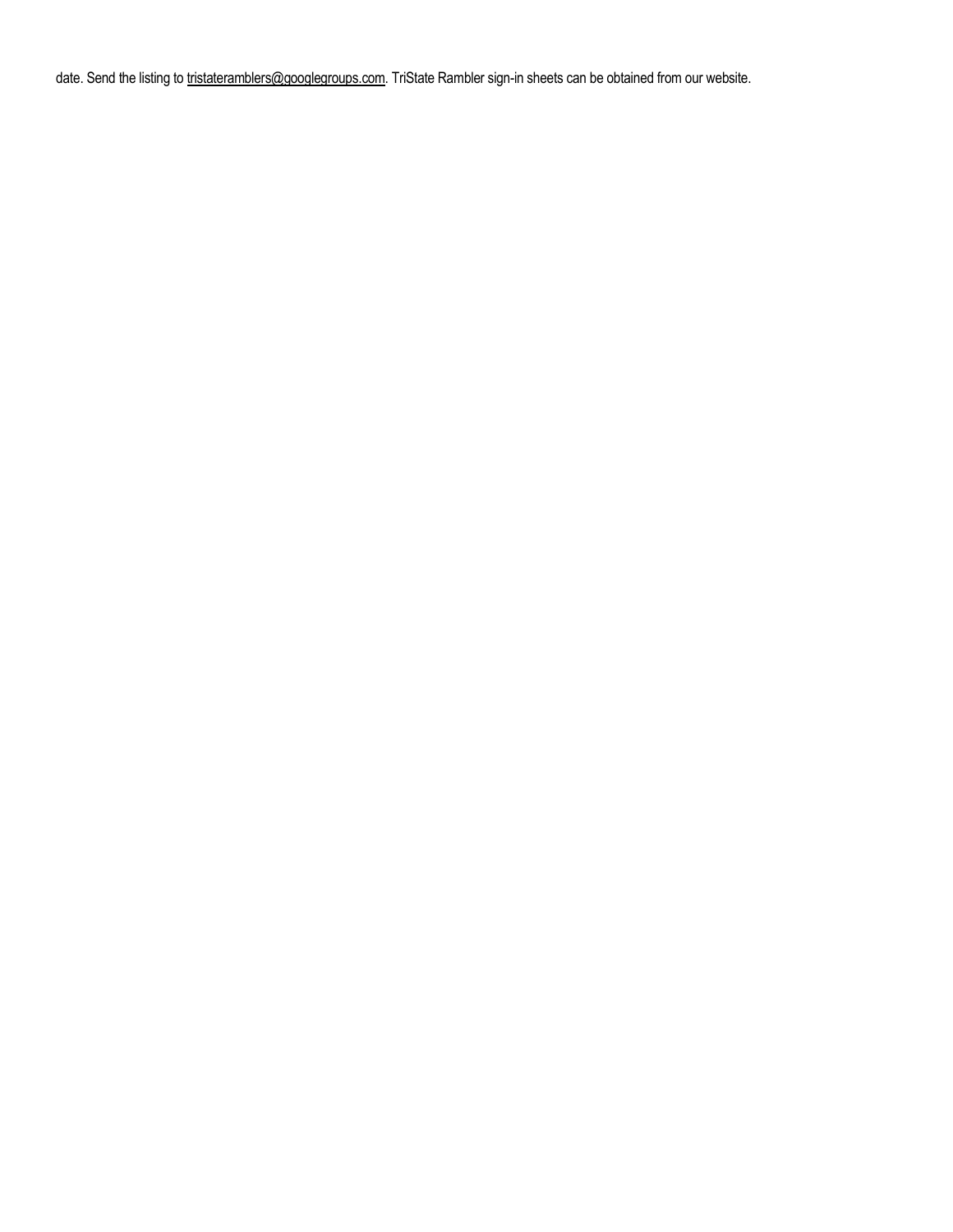date. Send the listing to tristaterambleres@googlegroups.com. TriState Rambler sign-in sheets can be obtained from our website.